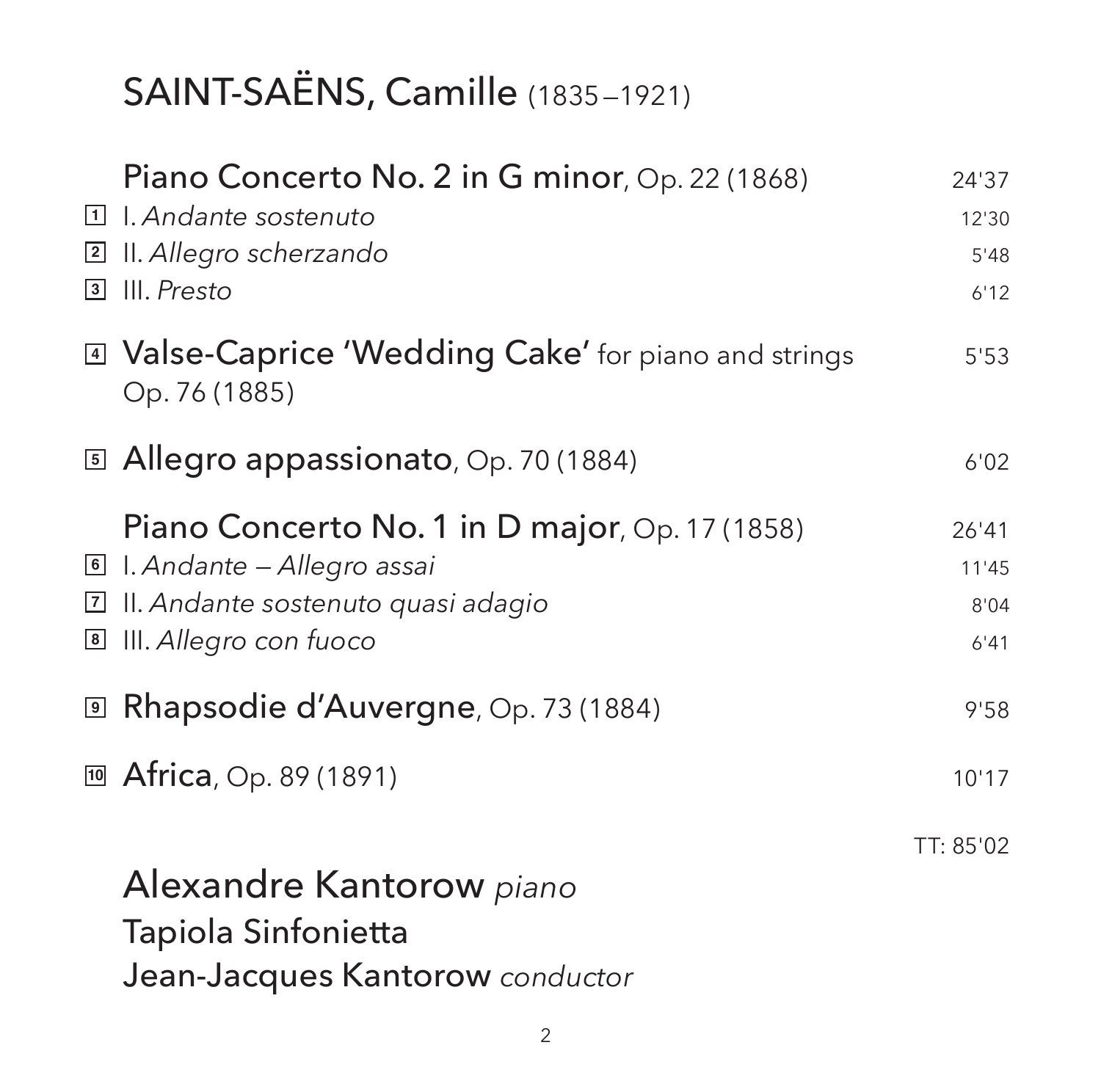# SAINT-SAËNS, Camille (1835–1921)

| | | |
|---|---|---|
| | **Piano Concerto No. 2 in G minor**, Op. 22 (1868) | 24'37 |
| 1 | I. *Andante sostenuto* | 12'30 |
| 2 | II. *Allegro scherzando* | 5'48 |
| 3 | III. *Presto* | 6'12 |
| 4 | **Valse-Caprice 'Wedding Cake'** for piano and strings Op. 76 (1885) | 5'53 |
| 5 | **Allegro appassionato**, Op. 70 (1884) | 6'02 |
| | **Piano Concerto No. 1 in D major**, Op. 17 (1858) | 26'41 |
| 6 | I. *Andante – Allegro assai* | 11'45 |
| 7 | II. *Andante sostenuto quasi adagio* | 8'04 |
| 8 | III. *Allegro con fuoco* | 6'41 |
| 9 | **Rhapsodie d'Auvergne**, Op. 73 (1884) | 9'58 |
| 10 | **Africa**, Op. 89 (1891) | 10'17 |
| | | TT: 85'02 |

Alexandre Kantorow *piano*

Tapiola Sinfonietta

Jean-Jacques Kantorow *conductor*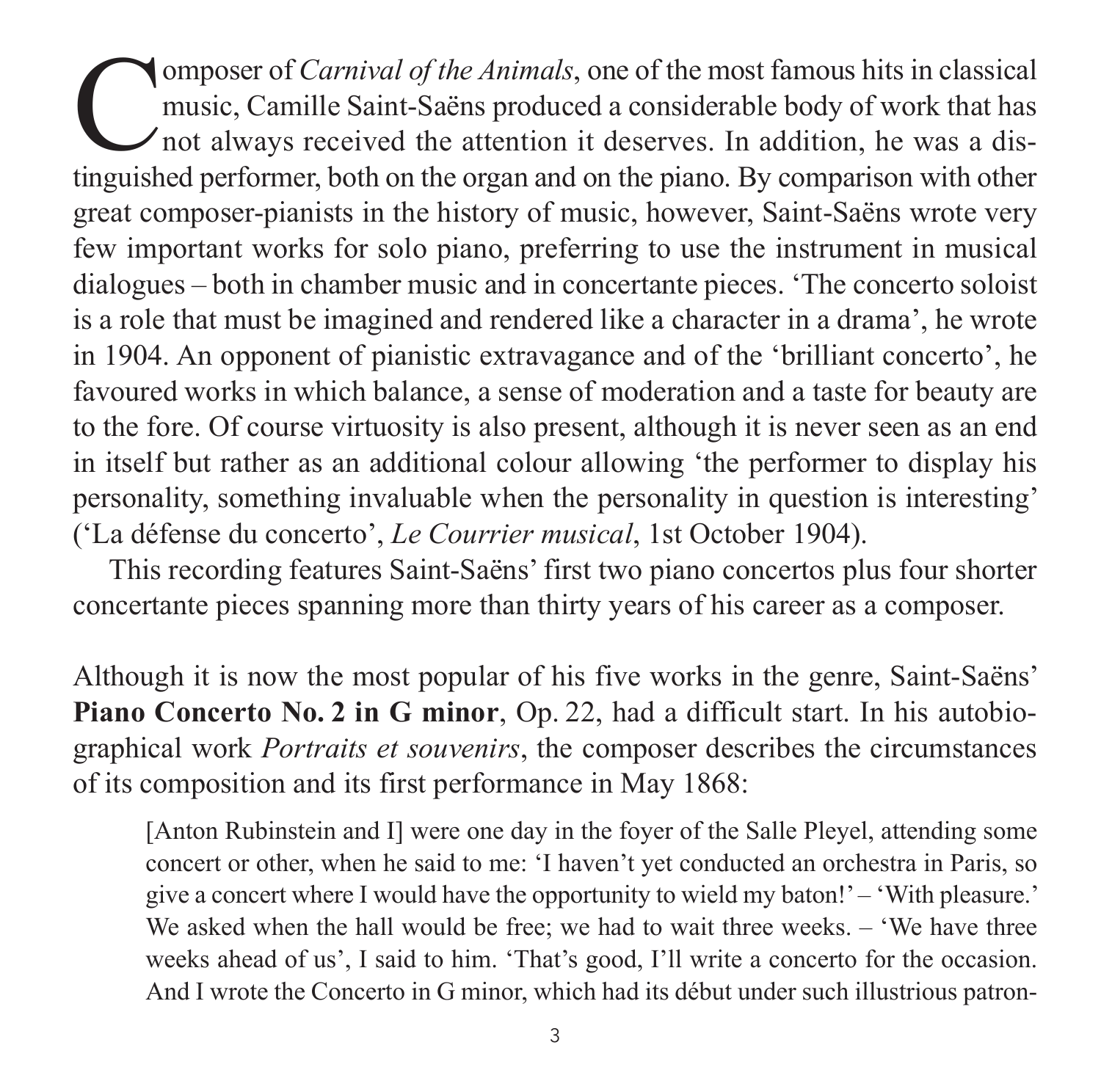Composer of *Carnival of the Animals*, one of the most famous hits in classical music, Camille Saint-Saëns produced a considerable body of work that has not always received the attention it deserves. In addition, he was a distinguished performer, both on the organ and on the piano. By comparison with other great composer-pianists in the history of music, however, Saint-Saëns wrote very few important works for solo piano, preferring to use the instrument in musical dialogues – both in chamber music and in concertante pieces. 'The concerto soloist is a role that must be imagined and rendered like a character in a drama', he wrote in 1904. An opponent of pianistic extravagance and of the 'brilliant concerto', he favoured works in which balance, a sense of moderation and a taste for beauty are to the fore. Of course virtuosity is also present, although it is never seen as an end in itself but rather as an additional colour allowing 'the performer to display his personality, something invaluable when the personality in question is interesting' ('La défense du concerto', *Le Courrier musical*, 1st October 1904).

This recording features Saint-Saëns' first two piano concertos plus four shorter concertante pieces spanning more than thirty years of his career as a composer.

Although it is now the most popular of his five works in the genre, Saint-Saëns' **Piano Concerto No. 2 in G minor**, Op. 22, had a difficult start. In his autobiographical work *Portraits et souvenirs*, the composer describes the circumstances of its composition and its first performance in May 1868:

> [Anton Rubinstein and I] were one day in the foyer of the Salle Pleyel, attending some concert or other, when he said to me: 'I haven't yet conducted an orchestra in Paris, so give a concert where I would have the opportunity to wield my baton!' – 'With pleasure.' We asked when the hall would be free; we had to wait three weeks. – 'We have three weeks ahead of us', I said to him. 'That's good, I'll write a concerto for the occasion. And I wrote the Concerto in G minor, which had its début under such illustrious patron-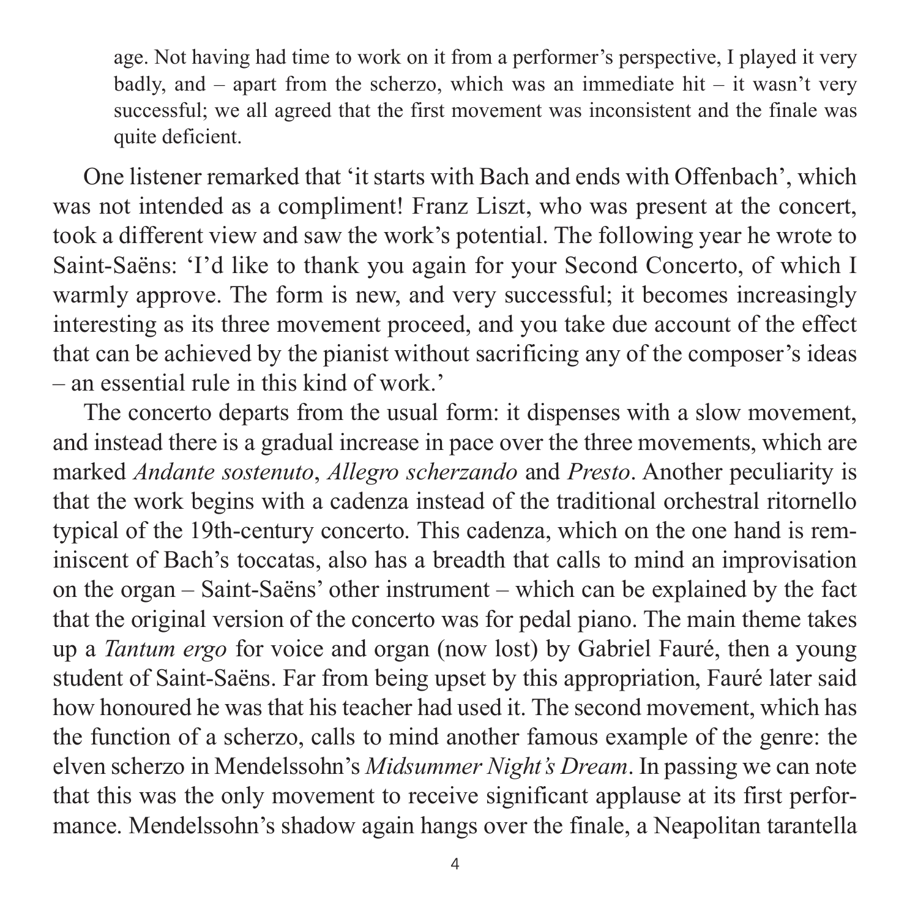age. Not having had time to work on it from a performer's perspective, I played it very badly, and – apart from the scherzo, which was an immediate hit – it wasn't very successful; we all agreed that the first movement was inconsistent and the finale was quite deficient.

One listener remarked that 'it starts with Bach and ends with Offenbach', which was not intended as a compliment! Franz Liszt, who was present at the concert, took a different view and saw the work's potential. The following year he wrote to Saint-Saëns: 'I'd like to thank you again for your Second Concerto, of which I warmly approve. The form is new, and very successful; it becomes increasingly interesting as its three movement proceed, and you take due account of the effect that can be achieved by the pianist without sacrificing any of the composer's ideas – an essential rule in this kind of work.'

The concerto departs from the usual form: it dispenses with a slow movement, and instead there is a gradual increase in pace over the three movements, which are marked *Andante sostenuto*, *Allegro scherzando* and *Presto*. Another peculiarity is that the work begins with a cadenza instead of the traditional orchestral ritornello typical of the 19th-century concerto. This cadenza, which on the one hand is reminiscent of Bach's toccatas, also has a breadth that calls to mind an improvisation on the organ – Saint-Saëns' other instrument – which can be explained by the fact that the original version of the concerto was for pedal piano. The main theme takes up a *Tantum ergo* for voice and organ (now lost) by Gabriel Fauré, then a young student of Saint-Saëns. Far from being upset by this appropriation, Fauré later said how honoured he was that his teacher had used it. The second movement, which has the function of a scherzo, calls to mind another famous example of the genre: the elven scherzo in Mendelssohn's *Midsummer Night's Dream*. In passing we can note that this was the only movement to receive significant applause at its first performance. Mendelssohn's shadow again hangs over the finale, a Neapolitan tarantella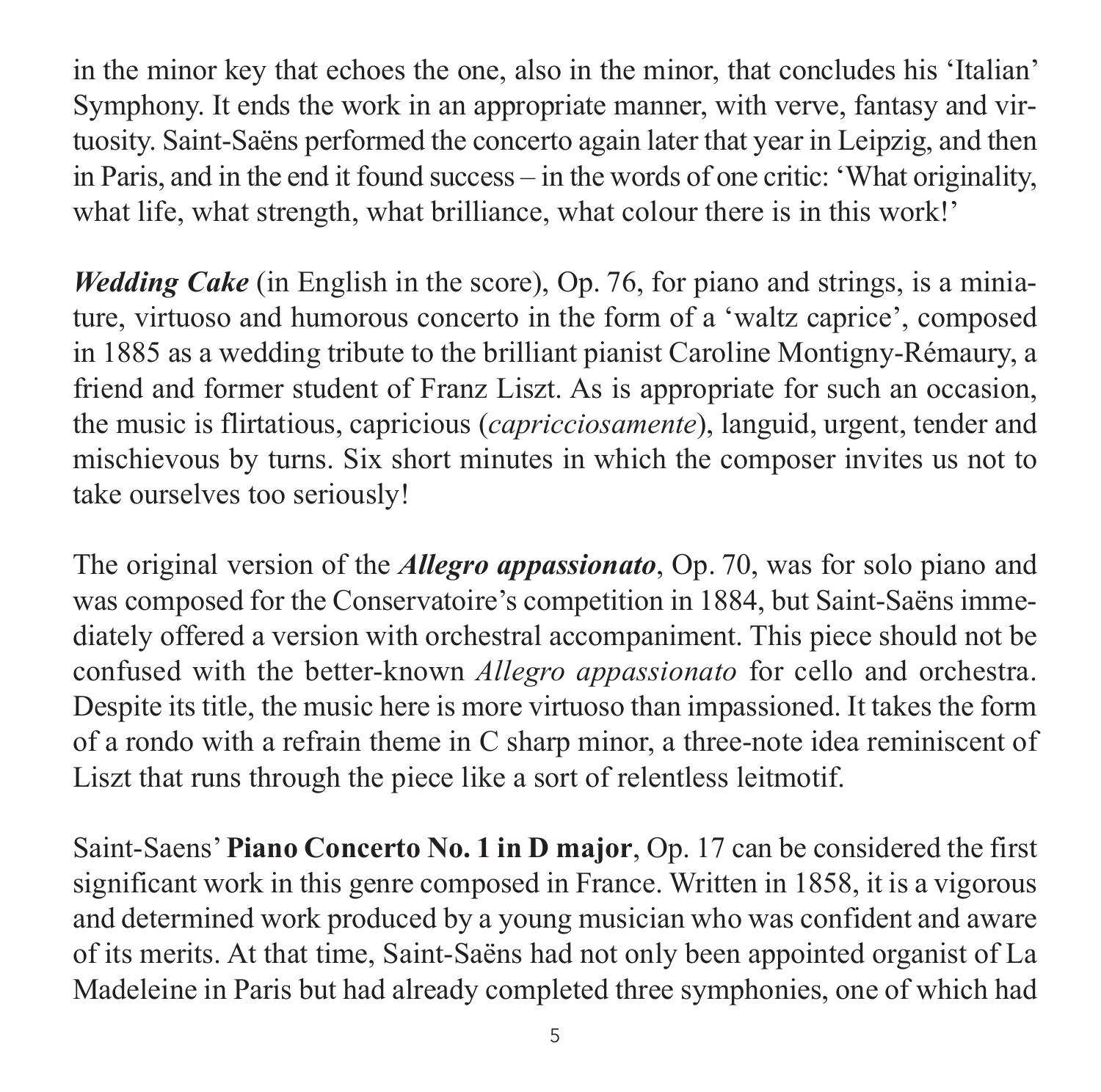in the minor key that echoes the one, also in the minor, that concludes his ‘Italian’ Symphony. It ends the work in an appropriate manner, with verve, fantasy and virtuosity. Saint-Saëns performed the concerto again later that year in Leipzig, and then in Paris, and in the end it found success – in the words of one critic: ‘What originality, what life, what strength, what brilliance, what colour there is in this work!’

***Wedding Cake*** (in English in the score), Op. 76, for piano and strings, is a miniature, virtuoso and humorous concerto in the form of a ‘waltz caprice’, composed in 1885 as a wedding tribute to the brilliant pianist Caroline Montigny-Rémaury, a friend and former student of Franz Liszt. As is appropriate for such an occasion, the music is flirtatious, capricious (*capricciosamente*), languid, urgent, tender and mischievous by turns. Six short minutes in which the composer invites us not to take ourselves too seriously!

The original version of the ***Allegro appassionato***, Op. 70, was for solo piano and was composed for the Conservatoire’s competition in 1884, but Saint-Saëns immediately offered a version with orchestral accompaniment. This piece should not be confused with the better-known *Allegro appassionato* for cello and orchestra. Despite its title, the music here is more virtuoso than impassioned. It takes the form of a rondo with a refrain theme in C sharp minor, a three-note idea reminiscent of Liszt that runs through the piece like a sort of relentless leitmotif.

Saint-Saens’ **Piano Concerto No. 1 in D major**, Op. 17 can be considered the first significant work in this genre composed in France. Written in 1858, it is a vigorous and determined work produced by a young musician who was confident and aware of its merits. At that time, Saint-Saëns had not only been appointed organist of La Madeleine in Paris but had already completed three symphonies, one of which had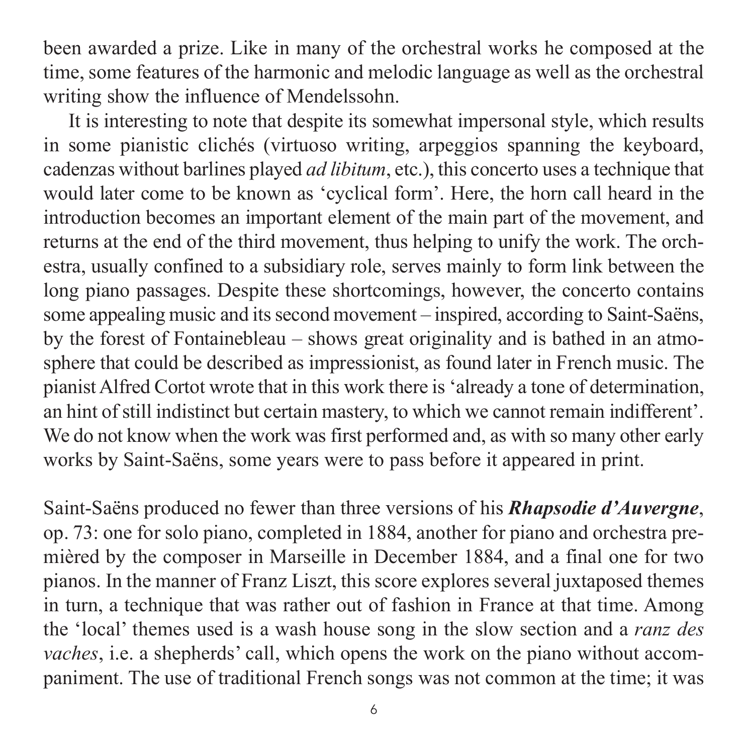been awarded a prize. Like in many of the orchestral works he composed at the time, some features of the harmonic and melodic language as well as the orchestral writing show the influence of Mendelssohn.

It is interesting to note that despite its somewhat impersonal style, which results in some pianistic clichés (virtuoso writing, arpeggios spanning the keyboard, cadenzas without barlines played *ad libitum*, etc.), this concerto uses a technique that would later come to be known as 'cyclical form'. Here, the horn call heard in the introduction becomes an important element of the main part of the movement, and returns at the end of the third movement, thus helping to unify the work. The orchestra, usually confined to a subsidiary role, serves mainly to form link between the long piano passages. Despite these shortcomings, however, the concerto contains some appealing music and its second movement – inspired, according to Saint-Saëns, by the forest of Fontainebleau – shows great originality and is bathed in an atmosphere that could be described as impressionist, as found later in French music. The pianist Alfred Cortot wrote that in this work there is 'already a tone of determination, an hint of still indistinct but certain mastery, to which we cannot remain indifferent'. We do not know when the work was first performed and, as with so many other early works by Saint-Saëns, some years were to pass before it appeared in print.

Saint-Saëns produced no fewer than three versions of his ***Rhapsodie d'Auvergne***, op. 73: one for solo piano, completed in 1884, another for piano and orchestra premièred by the composer in Marseille in December 1884, and a final one for two pianos. In the manner of Franz Liszt, this score explores several juxtaposed themes in turn, a technique that was rather out of fashion in France at that time. Among the 'local' themes used is a wash house song in the slow section and a *ranz des vaches*, i.e. a shepherds' call, which opens the work on the piano without accompaniment. The use of traditional French songs was not common at the time; it was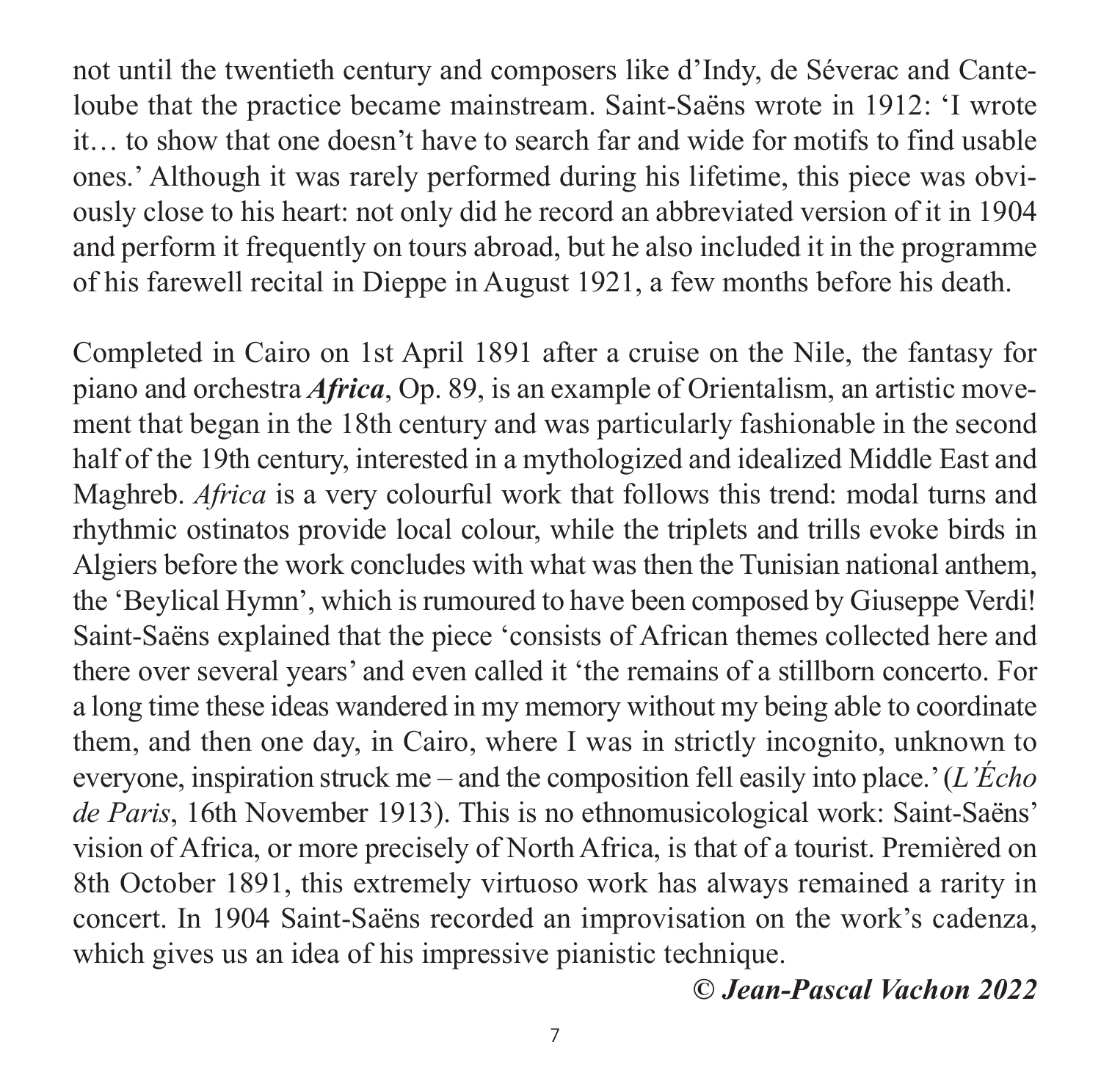not until the twentieth century and composers like d'Indy, de Séverac and Canteloube that the practice became mainstream. Saint-Saëns wrote in 1912: 'I wrote it… to show that one doesn't have to search far and wide for motifs to find usable ones.' Although it was rarely performed during his lifetime, this piece was obviously close to his heart: not only did he record an abbreviated version of it in 1904 and perform it frequently on tours abroad, but he also included it in the programme of his farewell recital in Dieppe in August 1921, a few months before his death.

Completed in Cairo on 1st April 1891 after a cruise on the Nile, the fantasy for piano and orchestra ***Africa***, Op. 89, is an example of Orientalism, an artistic movement that began in the 18th century and was particularly fashionable in the second half of the 19th century, interested in a mythologized and idealized Middle East and Maghreb. *Africa* is a very colourful work that follows this trend: modal turns and rhythmic ostinatos provide local colour, while the triplets and trills evoke birds in Algiers before the work concludes with what was then the Tunisian national anthem, the 'Beylical Hymn', which is rumoured to have been composed by Giuseppe Verdi! Saint-Saëns explained that the piece 'consists of African themes collected here and there over several years' and even called it 'the remains of a stillborn concerto. For a long time these ideas wandered in my memory without my being able to coordinate them, and then one day, in Cairo, where I was in strictly incognito, unknown to everyone, inspiration struck me – and the composition fell easily into place.' (*L'Écho de Paris*, 16th November 1913). This is no ethnomusicological work: Saint-Saëns' vision of Africa, or more precisely of North Africa, is that of a tourist. Premièred on 8th October 1891, this extremely virtuoso work has always remained a rarity in concert. In 1904 Saint-Saëns recorded an improvisation on the work's cadenza, which gives us an idea of his impressive pianistic technique.

***© Jean-Pascal Vachon 2022***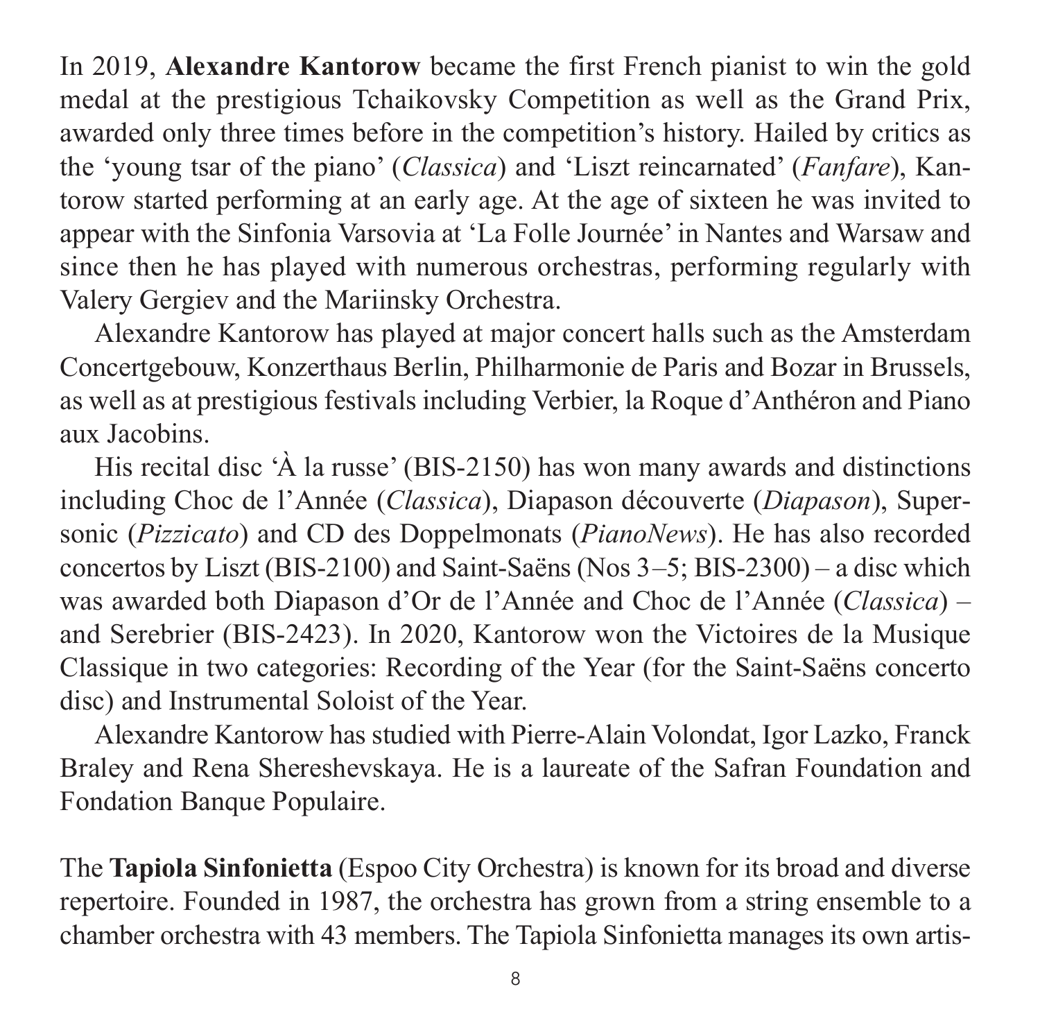In 2019, **Alexandre Kantorow** became the first French pianist to win the gold medal at the prestigious Tchaikovsky Competition as well as the Grand Prix, awarded only three times before in the competition's history. Hailed by critics as the 'young tsar of the piano' (*Classica*) and 'Liszt reincarnated' (*Fanfare*), Kantorow started performing at an early age. At the age of sixteen he was invited to appear with the Sinfonia Varsovia at 'La Folle Journée' in Nantes and Warsaw and since then he has played with numerous orchestras, performing regularly with Valery Gergiev and the Mariinsky Orchestra.

Alexandre Kantorow has played at major concert halls such as the Amsterdam Concertgebouw, Konzerthaus Berlin, Philharmonie de Paris and Bozar in Brussels, as well as at prestigious festivals including Verbier, la Roque d'Anthéron and Piano aux Jacobins.

His recital disc 'À la russe' (BIS-2150) has won many awards and distinctions including Choc de l'Année (*Classica*), Diapason découverte (*Diapason*), Supersonic (*Pizzicato*) and CD des Doppelmonats (*PianoNews*). He has also recorded concertos by Liszt (BIS-2100) and Saint-Saëns (Nos 3–5; BIS-2300) – a disc which was awarded both Diapason d'Or de l'Année and Choc de l'Année (*Classica*) – and Serebrier (BIS-2423). In 2020, Kantorow won the Victoires de la Musique Classique in two categories: Recording of the Year (for the Saint-Saëns concerto disc) and Instrumental Soloist of the Year.

Alexandre Kantorow has studied with Pierre-Alain Volondat, Igor Lazko, Franck Braley and Rena Shereshevskaya. He is a laureate of the Safran Foundation and Fondation Banque Populaire.

The **Tapiola Sinfonietta** (Espoo City Orchestra) is known for its broad and diverse repertoire. Founded in 1987, the orchestra has grown from a string ensemble to a chamber orchestra with 43 members. The Tapiola Sinfonietta manages its own artis-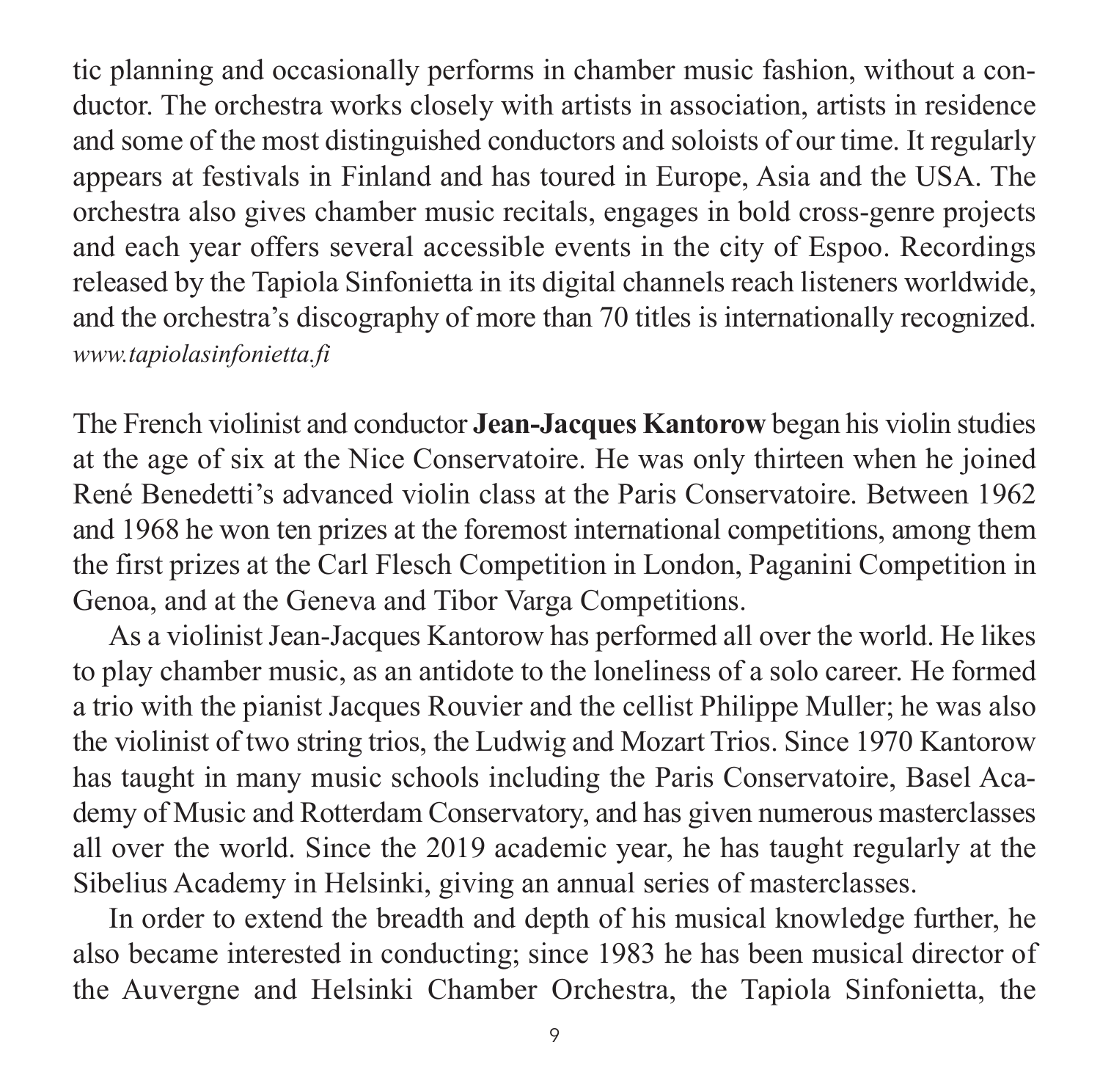tic planning and occasionally performs in chamber music fashion, without a conductor. The orchestra works closely with artists in association, artists in residence and some of the most distinguished conductors and soloists of our time. It regularly appears at festivals in Finland and has toured in Europe, Asia and the USA. The orchestra also gives chamber music recitals, engages in bold cross-genre projects and each year offers several accessible events in the city of Espoo. Recordings released by the Tapiola Sinfonietta in its digital channels reach listeners worldwide, and the orchestra's discography of more than 70 titles is internationally recognized.
*www.tapiolasinfonietta.fi*

The French violinist and conductor **Jean-Jacques Kantorow** began his violin studies at the age of six at the Nice Conservatoire. He was only thirteen when he joined René Benedetti's advanced violin class at the Paris Conservatoire. Between 1962 and 1968 he won ten prizes at the foremost international competitions, among them the first prizes at the Carl Flesch Competition in London, Paganini Competition in Genoa, and at the Geneva and Tibor Varga Competitions.

As a violinist Jean-Jacques Kantorow has performed all over the world. He likes to play chamber music, as an antidote to the loneliness of a solo career. He formed a trio with the pianist Jacques Rouvier and the cellist Philippe Muller; he was also the violinist of two string trios, the Ludwig and Mozart Trios. Since 1970 Kantorow has taught in many music schools including the Paris Conservatoire, Basel Academy of Music and Rotterdam Conservatory, and has given numerous masterclasses all over the world. Since the 2019 academic year, he has taught regularly at the Sibelius Academy in Helsinki, giving an annual series of masterclasses.

In order to extend the breadth and depth of his musical knowledge further, he also became interested in conducting; since 1983 he has been musical director of the Auvergne and Helsinki Chamber Orchestra, the Tapiola Sinfonietta, the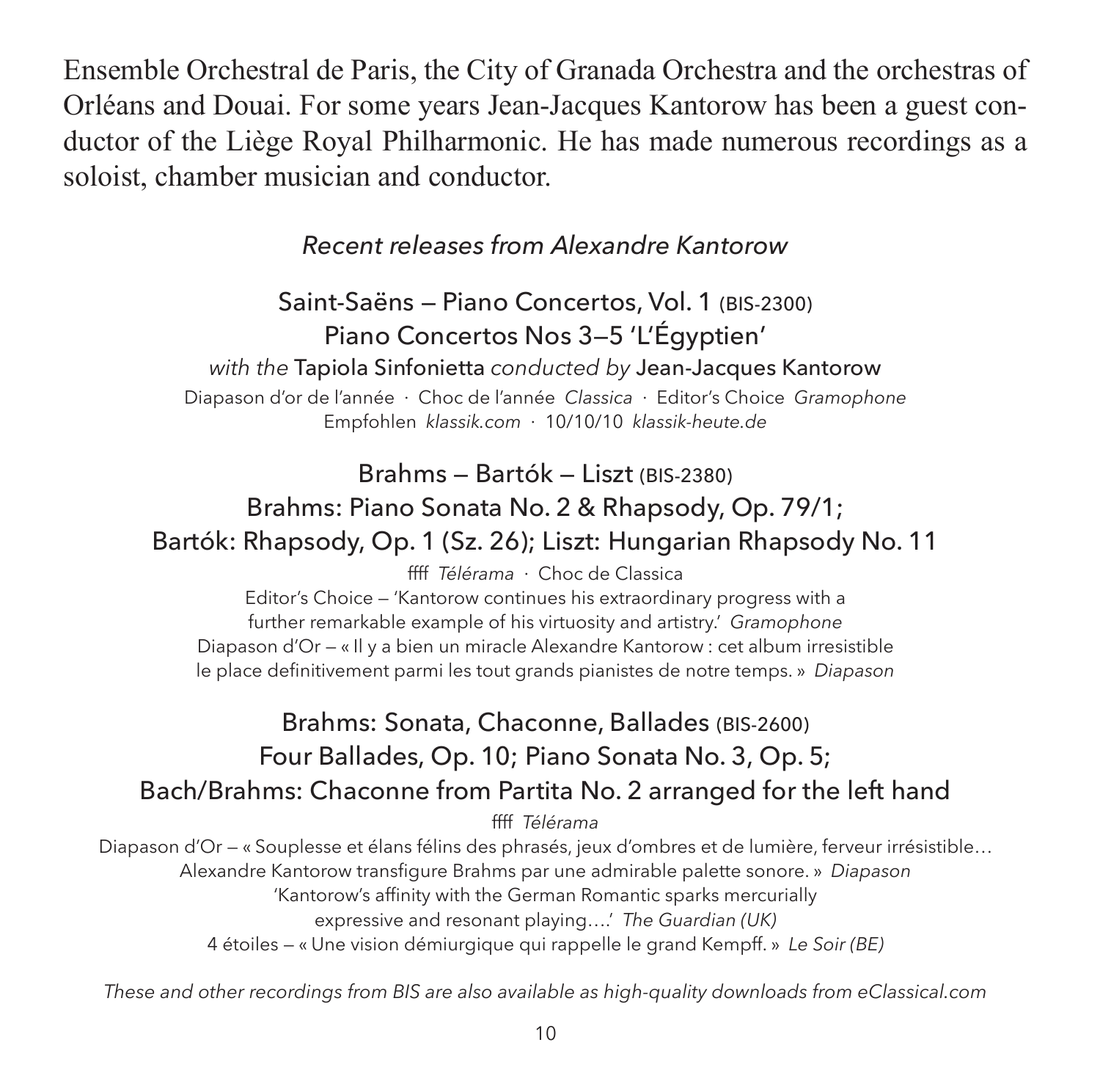Ensemble Orchestral de Paris, the City of Granada Orchestra and the orchestras of Orléans and Douai. For some years Jean-Jacques Kantorow has been a guest conductor of the Liège Royal Philharmonic. He has made numerous recordings as a soloist, chamber musician and conductor.

*Recent releases from Alexandre Kantorow*

Saint-Saëns — Piano Concertos, Vol. 1 (BIS-2300)
Piano Concertos Nos 3—5 'L'Égyptien'
*with the* Tapiola Sinfonietta *conducted by* Jean-Jacques Kantorow
Diapason d'or de l'année · Choc de l'année *Classica* · Editor's Choice *Gramophone*
Empfohlen *klassik.com* · 10/10/10 *klassik-heute.de*

Brahms — Bartók — Liszt (BIS-2380)
Brahms: Piano Sonata No. 2 & Rhapsody, Op. 79/1;
Bartók: Rhapsody, Op. 1 (Sz. 26); Liszt: Hungarian Rhapsody No. 11
ffff *Télérama* · Choc de Classica
Editor's Choice — 'Kantorow continues his extraordinary progress with a further remarkable example of his virtuosity and artistry.' *Gramophone*
Diapason d'Or — « Il y a bien un miracle Alexandre Kantorow : cet album irresistible le place definitivement parmi les tout grands pianistes de notre temps. » *Diapason*

Brahms: Sonata, Chaconne, Ballades (BIS-2600)
Four Ballades, Op. 10; Piano Sonata No. 3, Op. 5;
Bach/Brahms: Chaconne from Partita No. 2 arranged for the left hand
ffff *Télérama*
Diapason d'Or — « Souplesse et élans félins des phrasés, jeux d'ombres et de lumière, ferveur irrésistible… Alexandre Kantorow transfigure Brahms par une admirable palette sonore. » *Diapason*
'Kantorow's affinity with the German Romantic sparks mercurially expressive and resonant playing….' *The Guardian (UK)*
4 étoiles — « Une vision démiurgique qui rappelle le grand Kempff. » *Le Soir (BE)*

*These and other recordings from BIS are also available as high-quality downloads from eClassical.com*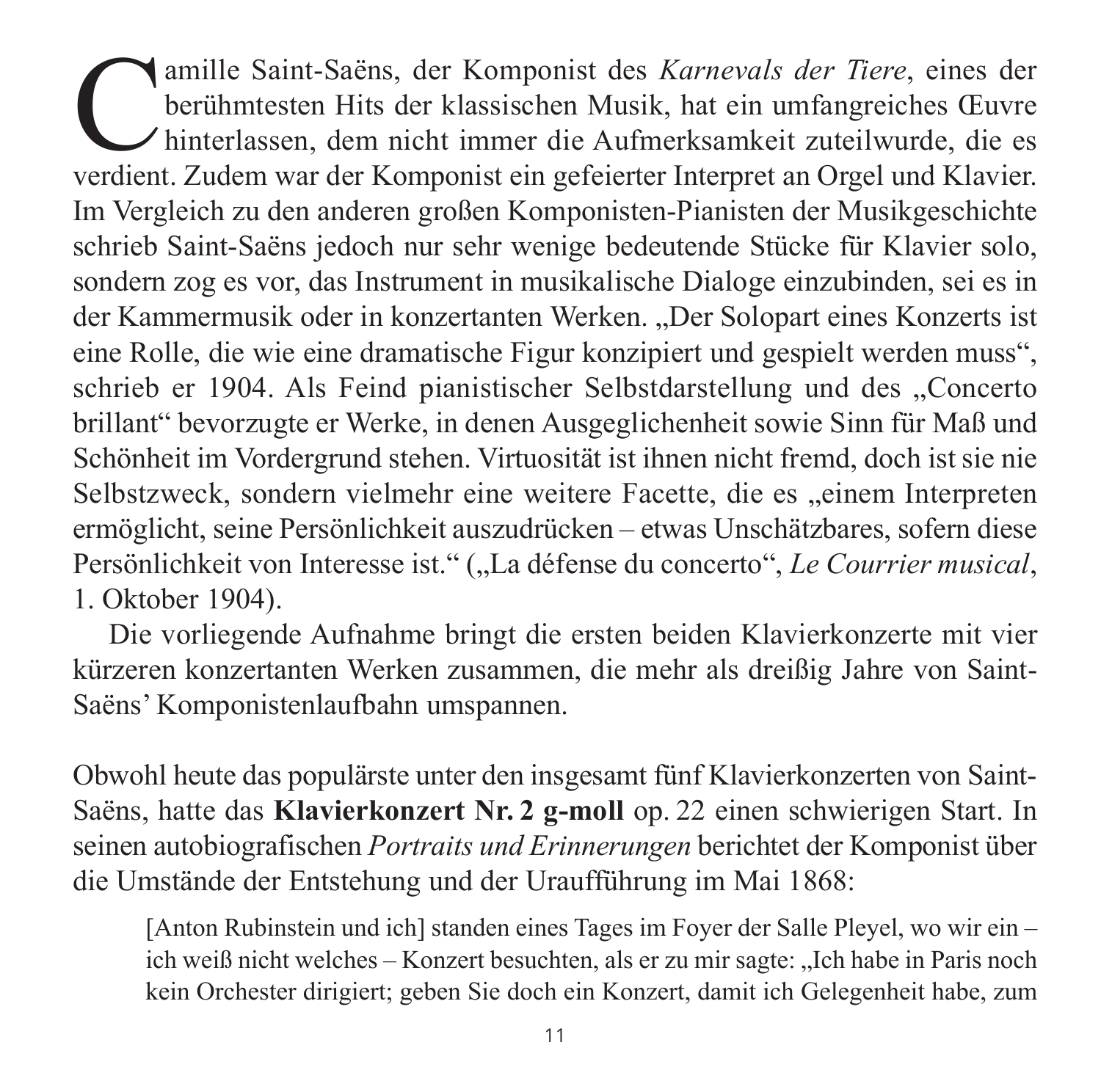Camille Saint-Saëns, der Komponist des *Karnevals der Tiere*, eines der berühmtesten Hits der klassischen Musik, hat ein umfangreiches Œuvre hinterlassen, dem nicht immer die Aufmerksamkeit zuteilwurde, die es verdient. Zudem war der Komponist ein gefeierter Interpret an Orgel und Klavier. Im Vergleich zu den anderen großen Komponisten-Pianisten der Musikgeschichte schrieb Saint-Saëns jedoch nur sehr wenige bedeutende Stücke für Klavier solo, sondern zog es vor, das Instrument in musikalische Dialoge einzubinden, sei es in der Kammermusik oder in konzertanten Werken. „Der Solopart eines Konzerts ist eine Rolle, die wie eine dramatische Figur konzipiert und gespielt werden muss", schrieb er 1904. Als Feind pianistischer Selbstdarstellung und des „Concerto brillant" bevorzugte er Werke, in denen Ausgeglichenheit sowie Sinn für Maß und Schönheit im Vordergrund stehen. Virtuosität ist ihnen nicht fremd, doch ist sie nie Selbstzweck, sondern vielmehr eine weitere Facette, die es „einem Interpreten ermöglicht, seine Persönlichkeit auszudrücken – etwas Unschätzbares, sofern diese Persönlichkeit von Interesse ist." („La défense du concerto", *Le Courrier musical*, 1. Oktober 1904).

Die vorliegende Aufnahme bringt die ersten beiden Klavierkonzerte mit vier kürzeren konzertanten Werken zusammen, die mehr als dreißig Jahre von Saint-Saëns' Komponistenlaufbahn umspannen.

Obwohl heute das populärste unter den insgesamt fünf Klavierkonzerten von Saint-Saëns, hatte das **Klavierkonzert Nr. 2 g-moll** op. 22 einen schwierigen Start. In seinen autobiografischen *Portraits und Erinnerungen* berichtet der Komponist über die Umstände der Entstehung und der Uraufführung im Mai 1868:

> [Anton Rubinstein und ich] standen eines Tages im Foyer der Salle Pleyel, wo wir ein – ich weiß nicht welches – Konzert besuchten, als er zu mir sagte: „Ich habe in Paris noch kein Orchester dirigiert; geben Sie doch ein Konzert, damit ich Gelegenheit habe, zum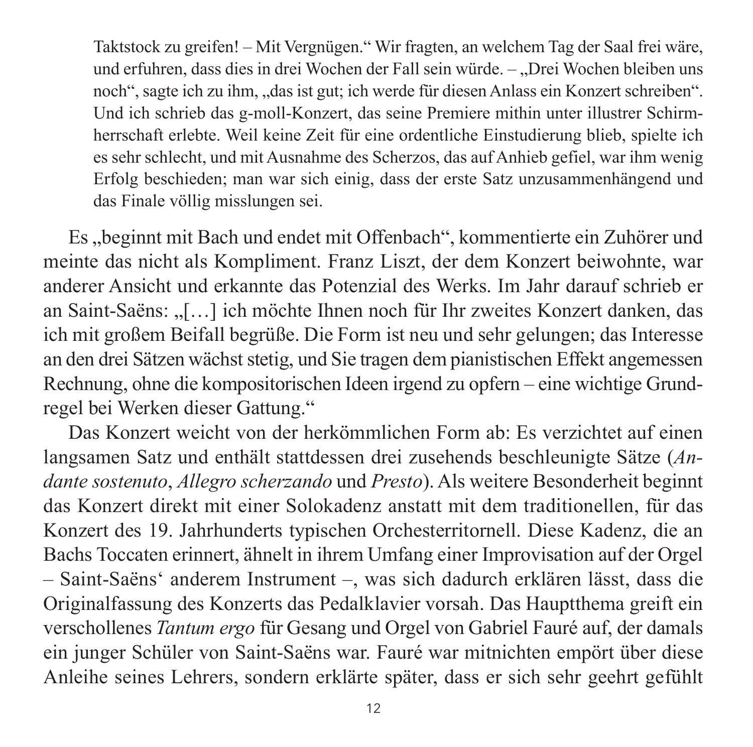> Taktstock zu greifen! – Mit Vergnügen." Wir fragten, an welchem Tag der Saal frei wäre, und erfuhren, dass dies in drei Wochen der Fall sein würde. – „Drei Wochen bleiben uns noch", sagte ich zu ihm, „das ist gut; ich werde für diesen Anlass ein Konzert schreiben". Und ich schrieb das g-moll-Konzert, das seine Premiere mithin unter illustrer Schirmherrschaft erlebte. Weil keine Zeit für eine ordentliche Einstudierung blieb, spielte ich es sehr schlecht, und mit Ausnahme des Scherzos, das auf Anhieb gefiel, war ihm wenig Erfolg beschieden; man war sich einig, dass der erste Satz unzusammenhängend und das Finale völlig misslungen sei.

Es „beginnt mit Bach und endet mit Offenbach", kommentierte ein Zuhörer und meinte das nicht als Kompliment. Franz Liszt, der dem Konzert beiwohnte, war anderer Ansicht und erkannte das Potenzial des Werks. Im Jahr darauf schrieb er an Saint-Saëns: „[…] ich möchte Ihnen noch für Ihr zweites Konzert danken, das ich mit großem Beifall begrüße. Die Form ist neu und sehr gelungen; das Interesse an den drei Sätzen wächst stetig, und Sie tragen dem pianistischen Effekt angemessen Rechnung, ohne die kompositorischen Ideen irgend zu opfern – eine wichtige Grundregel bei Werken dieser Gattung."

Das Konzert weicht von der herkömmlichen Form ab: Es verzichtet auf einen langsamen Satz und enthält stattdessen drei zusehends beschleunigte Sätze (*Andante sostenuto*, *Allegro scherzando* und *Presto*). Als weitere Besonderheit beginnt das Konzert direkt mit einer Solokadenz anstatt mit dem traditionellen, für das Konzert des 19. Jahrhunderts typischen Orchesterritornell. Diese Kadenz, die an Bachs Toccaten erinnert, ähnelt in ihrem Umfang einer Improvisation auf der Orgel – Saint-Saëns' anderem Instrument –, was sich dadurch erklären lässt, dass die Originalfassung des Konzerts das Pedalklavier vorsah. Das Hauptthema greift ein verschollenes *Tantum ergo* für Gesang und Orgel von Gabriel Fauré auf, der damals ein junger Schüler von Saint-Saëns war. Fauré war mitnichten empört über diese Anleihe seines Lehrers, sondern erklärte später, dass er sich sehr geehrt gefühlt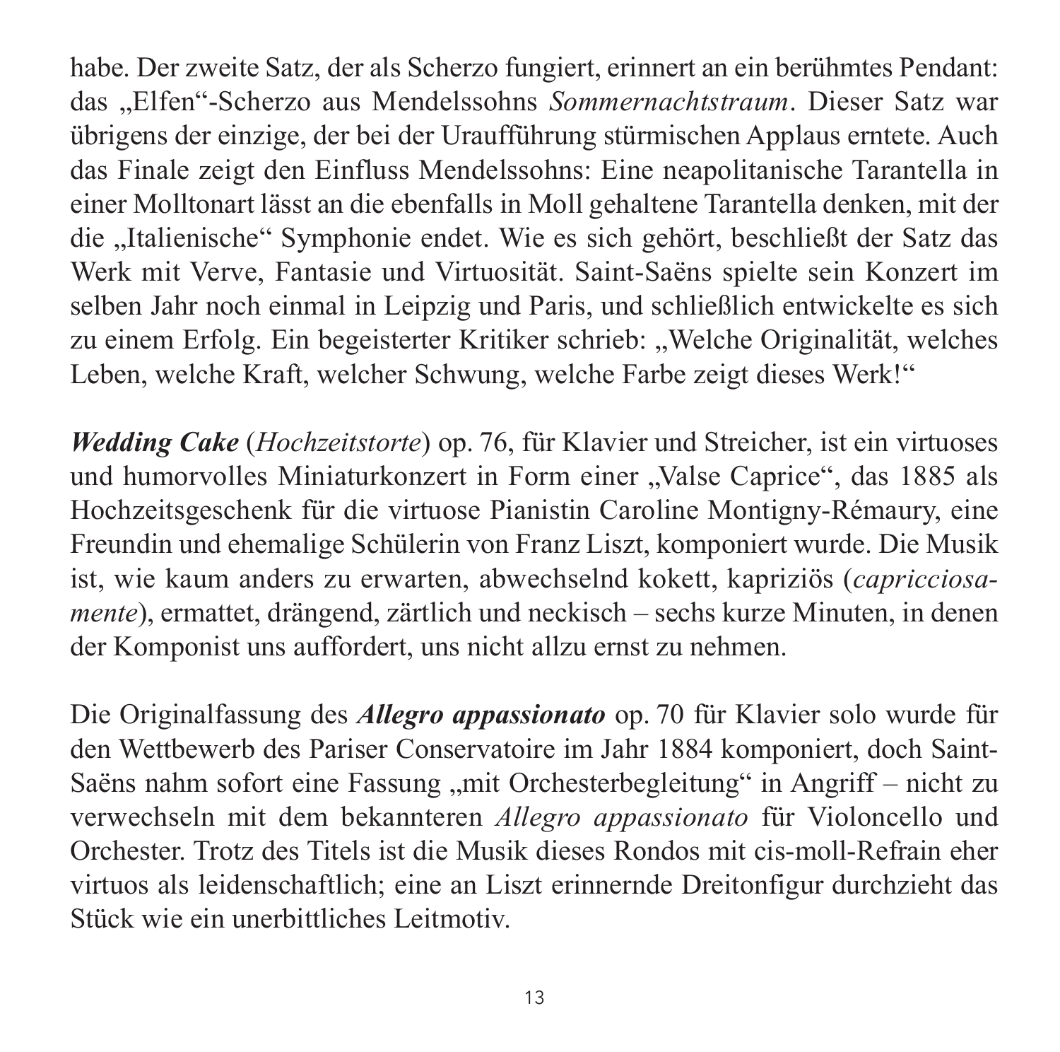habe. Der zweite Satz, der als Scherzo fungiert, erinnert an ein berühmtes Pendant: das „Elfen“-Scherzo aus Mendelssohns *Sommernachtstraum*. Dieser Satz war übrigens der einzige, der bei der Uraufführung stürmischen Applaus erntete. Auch das Finale zeigt den Einfluss Mendelssohns: Eine neapolitanische Tarantella in einer Molltonart lässt an die ebenfalls in Moll gehaltene Tarantella denken, mit der die „Italienische“ Symphonie endet. Wie es sich gehört, beschließt der Satz das Werk mit Verve, Fantasie und Virtuosität. Saint-Saëns spielte sein Konzert im selben Jahr noch einmal in Leipzig und Paris, und schließlich entwickelte es sich zu einem Erfolg. Ein begeisterter Kritiker schrieb: „Welche Originalität, welches Leben, welche Kraft, welcher Schwung, welche Farbe zeigt dieses Werk!“

***Wedding Cake*** (*Hochzeitstorte*) op. 76, für Klavier und Streicher, ist ein virtuoses und humorvolles Miniaturkonzert in Form einer „Valse Caprice“, das 1885 als Hochzeitsgeschenk für die virtuose Pianistin Caroline Montigny-Rémaury, eine Freundin und ehemalige Schülerin von Franz Liszt, komponiert wurde. Die Musik ist, wie kaum anders zu erwarten, abwechselnd kokett, kapriziös (*capricciosamente*), ermattet, drängend, zärtlich und neckisch – sechs kurze Minuten, in denen der Komponist uns auffordert, uns nicht allzu ernst zu nehmen.

Die Originalfassung des ***Allegro appassionato*** op. 70 für Klavier solo wurde für den Wettbewerb des Pariser Conservatoire im Jahr 1884 komponiert, doch Saint-Saëns nahm sofort eine Fassung „mit Orchesterbegleitung“ in Angriff – nicht zu verwechseln mit dem bekannteren *Allegro appassionato* für Violoncello und Orchester. Trotz des Titels ist die Musik dieses Rondos mit cis-moll-Refrain eher virtuos als leidenschaftlich; eine an Liszt erinnernde Dreitonfigur durchzieht das Stück wie ein unerbittliches Leitmotiv.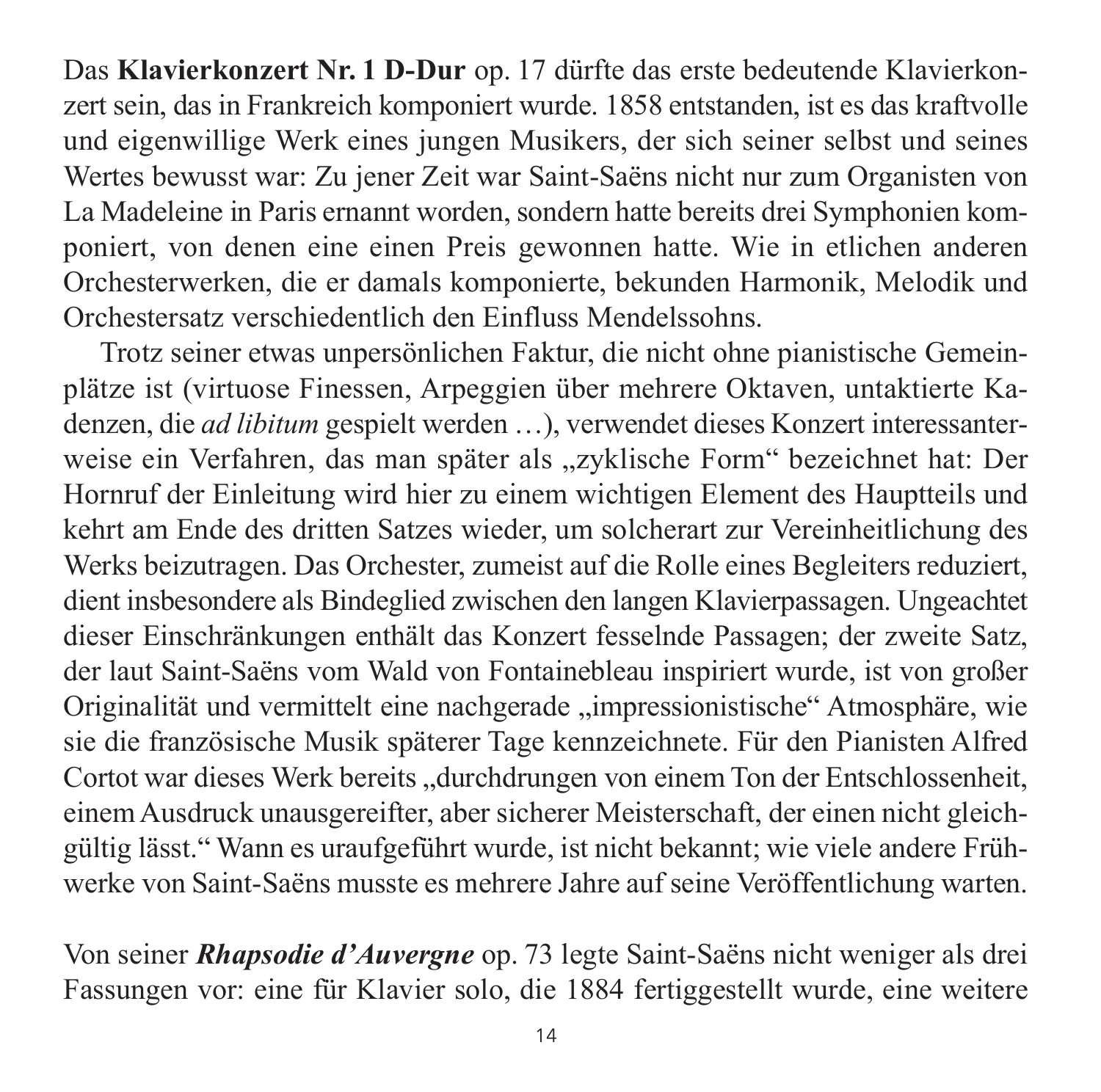Das **Klavierkonzert Nr. 1 D-Dur** op. 17 dürfte das erste bedeutende Klavierkonzert sein, das in Frankreich komponiert wurde. 1858 entstanden, ist es das kraftvolle und eigenwillige Werk eines jungen Musikers, der sich seiner selbst und seines Wertes bewusst war: Zu jener Zeit war Saint-Saëns nicht nur zum Organisten von La Madeleine in Paris ernannt worden, sondern hatte bereits drei Symphonien komponiert, von denen eine einen Preis gewonnen hatte. Wie in etlichen anderen Orchesterwerken, die er damals komponierte, bekunden Harmonik, Melodik und Orchestersatz verschiedentlich den Einfluss Mendelssohns.

Trotz seiner etwas unpersönlichen Faktur, die nicht ohne pianistische Gemeinplätze ist (virtuose Finessen, Arpeggien über mehrere Oktaven, untaktierte Kadenzen, die *ad libitum* gespielt werden …), verwendet dieses Konzert interessanterweise ein Verfahren, das man später als „zyklische Form" bezeichnet hat: Der Hornruf der Einleitung wird hier zu einem wichtigen Element des Hauptteils und kehrt am Ende des dritten Satzes wieder, um solcherart zur Vereinheitlichung des Werks beizutragen. Das Orchester, zumeist auf die Rolle eines Begleiters reduziert, dient insbesondere als Bindeglied zwischen den langen Klavierpassagen. Ungeachtet dieser Einschränkungen enthält das Konzert fesselnde Passagen; der zweite Satz, der laut Saint-Saëns vom Wald von Fontainebleau inspiriert wurde, ist von großer Originalität und vermittelt eine nachgerade „impressionistische" Atmosphäre, wie sie die französische Musik späterer Tage kennzeichnete. Für den Pianisten Alfred Cortot war dieses Werk bereits „durchdrungen von einem Ton der Entschlossenheit, einem Ausdruck unausgereifter, aber sicherer Meisterschaft, der einen nicht gleichgültig lässt." Wann es uraufgeführt wurde, ist nicht bekannt; wie viele andere Frühwerke von Saint-Saëns musste es mehrere Jahre auf seine Veröffentlichung warten.

Von seiner ***Rhapsodie d'Auvergne*** op. 73 legte Saint-Saëns nicht weniger als drei Fassungen vor: eine für Klavier solo, die 1884 fertiggestellt wurde, eine weitere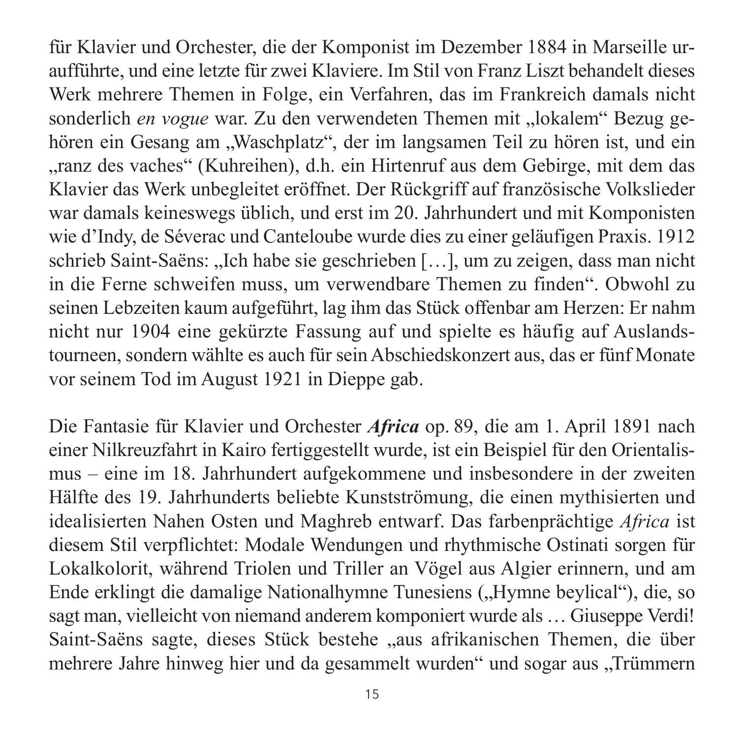für Klavier und Orchester, die der Komponist im Dezember 1884 in Marseille uraufführte, und eine letzte für zwei Klaviere. Im Stil von Franz Liszt behandelt dieses Werk mehrere Themen in Folge, ein Verfahren, das im Frankreich damals nicht sonderlich *en vogue* war. Zu den verwendeten Themen mit „lokalem" Bezug gehören ein Gesang am „Waschplatz", der im langsamen Teil zu hören ist, und ein „ranz des vaches" (Kuhreihen), d.h. ein Hirtenruf aus dem Gebirge, mit dem das Klavier das Werk unbegleitet eröffnet. Der Rückgriff auf französische Volkslieder war damals keineswegs üblich, und erst im 20. Jahrhundert und mit Komponisten wie d'Indy, de Séverac und Canteloube wurde dies zu einer geläufigen Praxis. 1912 schrieb Saint-Saëns: „Ich habe sie geschrieben […], um zu zeigen, dass man nicht in die Ferne schweifen muss, um verwendbare Themen zu finden". Obwohl zu seinen Lebzeiten kaum aufgeführt, lag ihm das Stück offenbar am Herzen: Er nahm nicht nur 1904 eine gekürzte Fassung auf und spielte es häufig auf Auslandstourneen, sondern wählte es auch für sein Abschiedskonzert aus, das er fünf Monate vor seinem Tod im August 1921 in Dieppe gab.

Die Fantasie für Klavier und Orchester ***Africa*** op. 89, die am 1. April 1891 nach einer Nilkreuzfahrt in Kairo fertiggestellt wurde, ist ein Beispiel für den Orientalismus – eine im 18. Jahrhundert aufgekommene und insbesondere in der zweiten Hälfte des 19. Jahrhunderts beliebte Kunstströmung, die einen mythisierten und idealisierten Nahen Osten und Maghreb entwarf. Das farbenprächtige *Africa* ist diesem Stil verpflichtet: Modale Wendungen und rhythmische Ostinati sorgen für Lokalkolorit, während Triolen und Triller an Vögel aus Algier erinnern, und am Ende erklingt die damalige Nationalhymne Tunesiens („Hymne beylical"), die, so sagt man, vielleicht von niemand anderem komponiert wurde als … Giuseppe Verdi! Saint-Saëns sagte, dieses Stück bestehe „aus afrikanischen Themen, die über mehrere Jahre hinweg hier und da gesammelt wurden" und sogar aus „Trümmern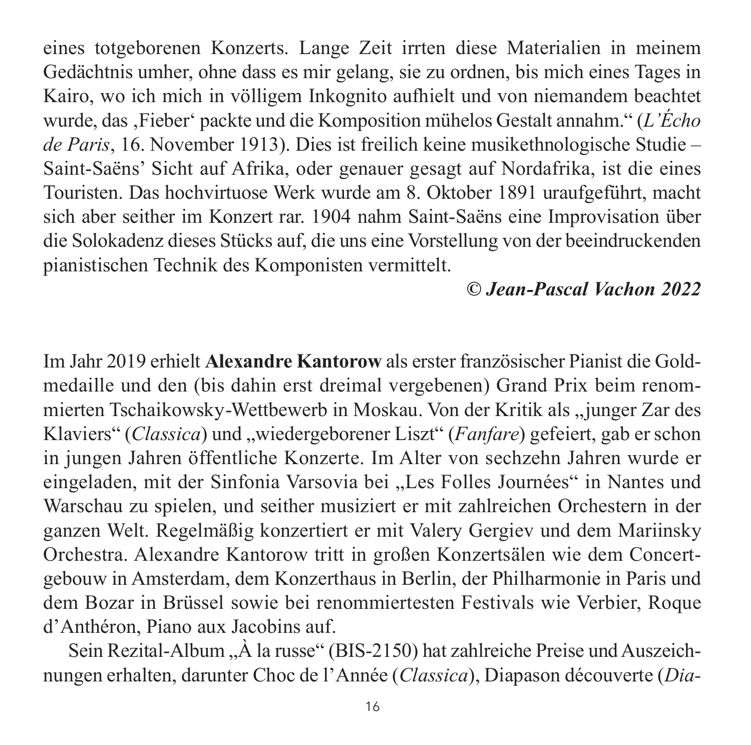eines totgeborenen Konzerts. Lange Zeit irrten diese Materialien in meinem Gedächtnis umher, ohne dass es mir gelang, sie zu ordnen, bis mich eines Tages in Kairo, wo ich mich in völligem Inkognito aufhielt und von niemandem beachtet wurde, das ‚Fieber' packte und die Komposition mühelos Gestalt annahm." (*L'Écho de Paris*, 16. November 1913). Dies ist freilich keine musikethnologische Studie – Saint-Saëns' Sicht auf Afrika, oder genauer gesagt auf Nordafrika, ist die eines Touristen. Das hochvirtuose Werk wurde am 8. Oktober 1891 uraufgeführt, macht sich aber seither im Konzert rar. 1904 nahm Saint-Saëns eine Improvisation über die Solokadenz dieses Stücks auf, die uns eine Vorstellung von der beeindruckenden pianistischen Technik des Komponisten vermittelt.

***© Jean-Pascal Vachon 2022***

Im Jahr 2019 erhielt **Alexandre Kantorow** als erster französischer Pianist die Goldmedaille und den (bis dahin erst dreimal vergebenen) Grand Prix beim renommierten Tschaikowsky-Wettbewerb in Moskau. Von der Kritik als „junger Zar des Klaviers" (*Classica*) und „wiedergeborener Liszt" (*Fanfare*) gefeiert, gab er schon in jungen Jahren öffentliche Konzerte. Im Alter von sechzehn Jahren wurde er eingeladen, mit der Sinfonia Varsovia bei „Les Folles Journées" in Nantes und Warschau zu spielen, und seither musiziert er mit zahlreichen Orchestern in der ganzen Welt. Regelmäßig konzertiert er mit Valery Gergiev und dem Mariinsky Orchestra. Alexandre Kantorow tritt in großen Konzertsälen wie dem Concertgebouw in Amsterdam, dem Konzerthaus in Berlin, der Philharmonie in Paris und dem Bozar in Brüssel sowie bei renommiertesten Festivals wie Verbier, Roque d'Anthéron, Piano aux Jacobins auf.

Sein Rezital-Album „À la russe" (BIS-2150) hat zahlreiche Preise und Auszeichnungen erhalten, darunter Choc de l'Année (*Classica*), Diapason découverte (*Dia-*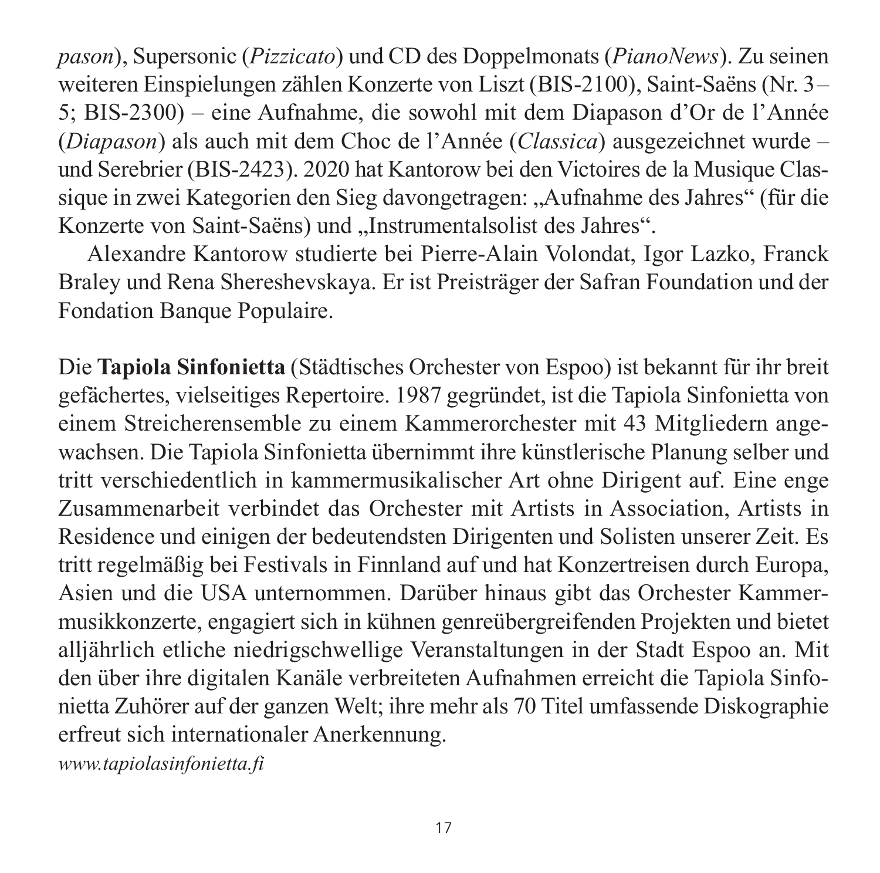*pason*), Supersonic (*Pizzicato*) und CD des Doppelmonats (*PianoNews*). Zu seinen weiteren Einspielungen zählen Konzerte von Liszt (BIS-2100), Saint-Saëns (Nr. 3–5; BIS-2300) – eine Aufnahme, die sowohl mit dem Diapason d'Or de l'Année (*Diapason*) als auch mit dem Choc de l'Année (*Classica*) ausgezeichnet wurde – und Serebrier (BIS-2423). 2020 hat Kantorow bei den Victoires de la Musique Classique in zwei Kategorien den Sieg davongetragen: „Aufnahme des Jahres" (für die Konzerte von Saint-Saëns) und „Instrumentalsolist des Jahres".

Alexandre Kantorow studierte bei Pierre-Alain Volondat, Igor Lazko, Franck Braley und Rena Shereshevskaya. Er ist Preisträger der Safran Foundation und der Fondation Banque Populaire.

Die **Tapiola Sinfonietta** (Städtisches Orchester von Espoo) ist bekannt für ihr breit gefächertes, vielseitiges Repertoire. 1987 gegründet, ist die Tapiola Sinfonietta von einem Streicherensemble zu einem Kammerorchester mit 43 Mitgliedern angewachsen. Die Tapiola Sinfonietta übernimmt ihre künstlerische Planung selber und tritt verschiedentlich in kammermusikalischer Art ohne Dirigent auf. Eine enge Zusammenarbeit verbindet das Orchester mit Artists in Association, Artists in Residence und einigen der bedeutendsten Dirigenten und Solisten unserer Zeit. Es tritt regelmäßig bei Festivals in Finnland auf und hat Konzertreisen durch Europa, Asien und die USA unternommen. Darüber hinaus gibt das Orchester Kammermusikkonzerte, engagiert sich in kühnen genreübergreifenden Projekten und bietet alljährlich etliche niedrigschwellige Veranstaltungen in der Stadt Espoo an. Mit den über ihre digitalen Kanäle verbreiteten Aufnahmen erreicht die Tapiola Sinfonietta Zuhörer auf der ganzen Welt; ihre mehr als 70 Titel umfassende Diskographie erfreut sich internationaler Anerkennung.
*www.tapiolasinfonietta.fi*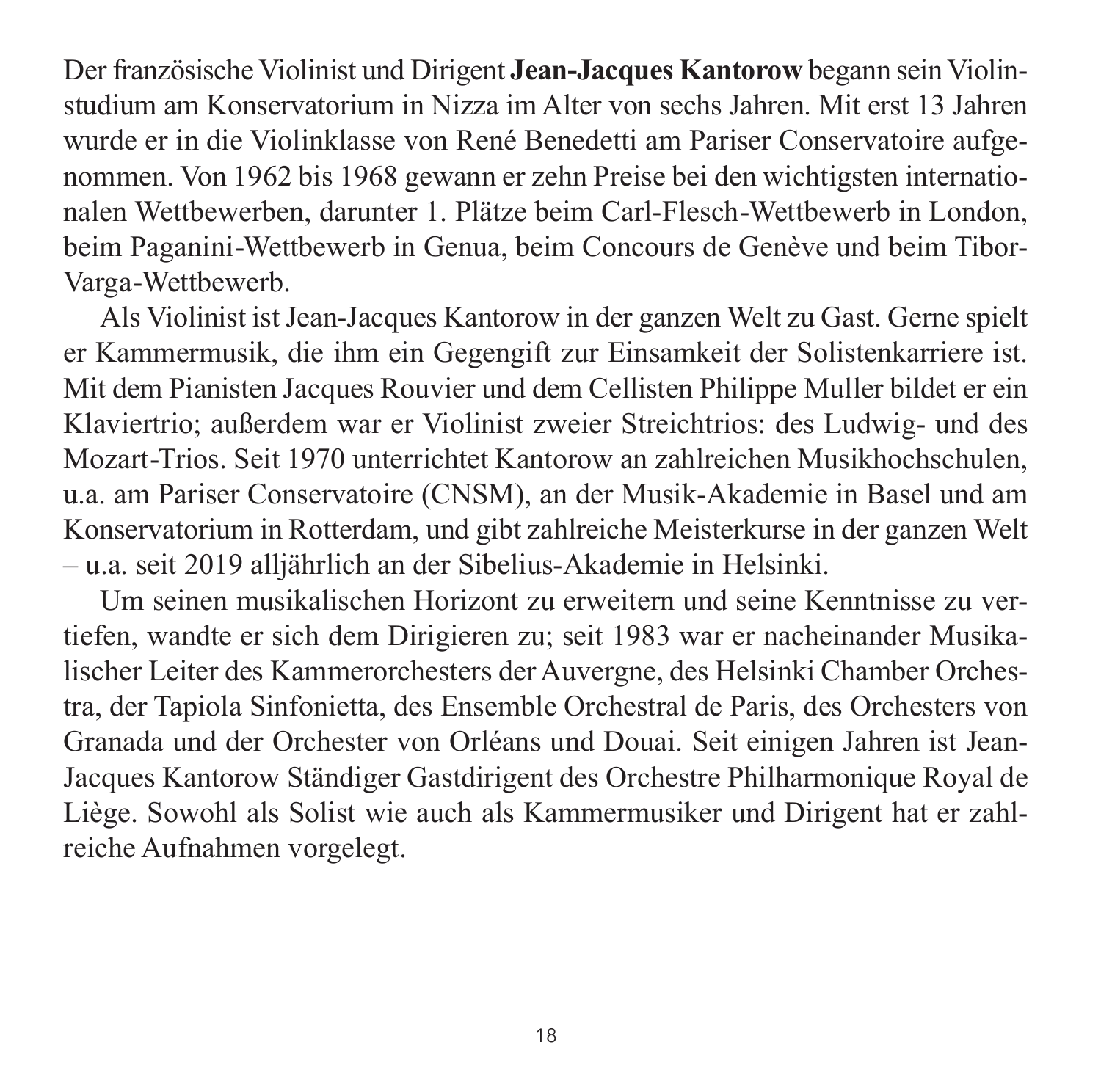Der französische Violinist und Dirigent **Jean-Jacques Kantorow** begann sein Violinstudium am Konservatorium in Nizza im Alter von sechs Jahren. Mit erst 13 Jahren wurde er in die Violinklasse von René Benedetti am Pariser Conservatoire aufgenommen. Von 1962 bis 1968 gewann er zehn Preise bei den wichtigsten internationalen Wettbewerben, darunter 1. Plätze beim Carl-Flesch-Wettbewerb in London, beim Paganini-Wettbewerb in Genua, beim Concours de Genève und beim Tibor-Varga-Wettbewerb.

Als Violinist ist Jean-Jacques Kantorow in der ganzen Welt zu Gast. Gerne spielt er Kammermusik, die ihm ein Gegengift zur Einsamkeit der Solistenkarriere ist. Mit dem Pianisten Jacques Rouvier und dem Cellisten Philippe Muller bildet er ein Klaviertrio; außerdem war er Violinist zweier Streichtrios: des Ludwig- und des Mozart-Trios. Seit 1970 unterrichtet Kantorow an zahlreichen Musikhochschulen, u.a. am Pariser Conservatoire (CNSM), an der Musik-Akademie in Basel und am Konservatorium in Rotterdam, und gibt zahlreiche Meisterkurse in der ganzen Welt – u.a. seit 2019 alljährlich an der Sibelius-Akademie in Helsinki.

Um seinen musikalischen Horizont zu erweitern und seine Kenntnisse zu vertiefen, wandte er sich dem Dirigieren zu; seit 1983 war er nacheinander Musikalischer Leiter des Kammerorchesters der Auvergne, des Helsinki Chamber Orchestra, der Tapiola Sinfonietta, des Ensemble Orchestral de Paris, des Orchesters von Granada und der Orchester von Orléans und Douai. Seit einigen Jahren ist Jean-Jacques Kantorow Ständiger Gastdirigent des Orchestre Philharmonique Royal de Liège. Sowohl als Solist wie auch als Kammermusiker und Dirigent hat er zahlreiche Aufnahmen vorgelegt.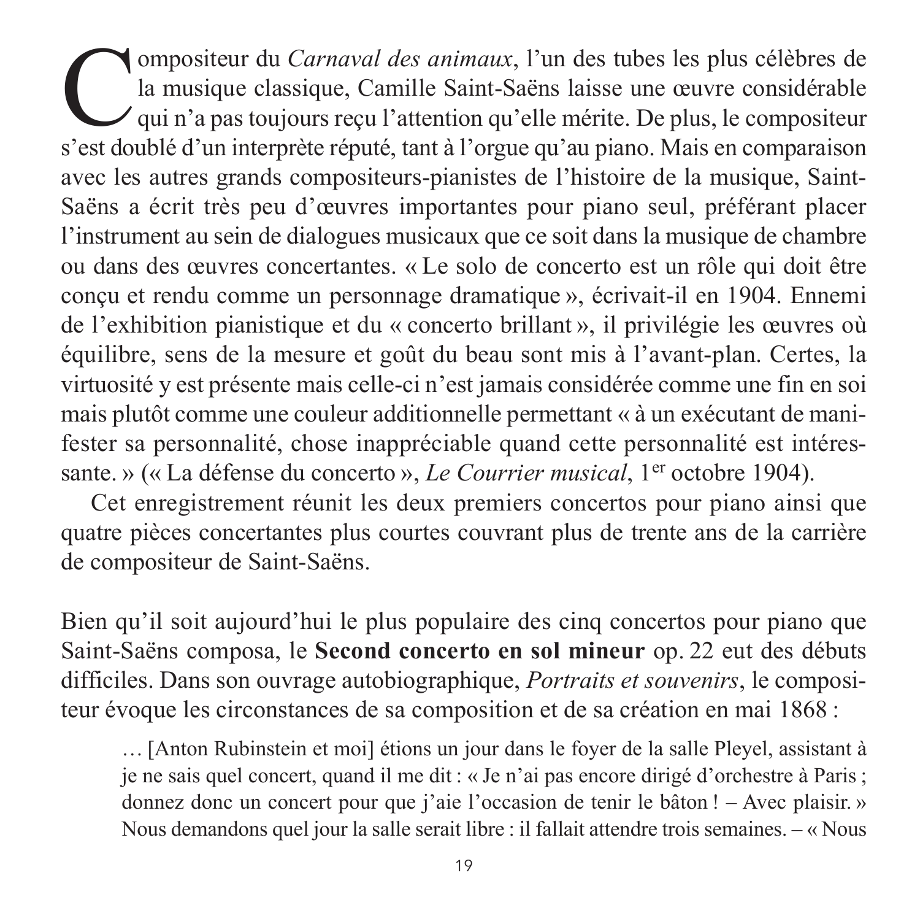Compositeur du *Carnaval des animaux*, l'un des tubes les plus célèbres de la musique classique, Camille Saint-Saëns laisse une œuvre considérable qui n'a pas toujours reçu l'attention qu'elle mérite. De plus, le compositeur s'est doublé d'un interprète réputé, tant à l'orgue qu'au piano. Mais en comparaison avec les autres grands compositeurs-pianistes de l'histoire de la musique, Saint-Saëns a écrit très peu d'œuvres importantes pour piano seul, préférant placer l'instrument au sein de dialogues musicaux que ce soit dans la musique de chambre ou dans des œuvres concertantes. « Le solo de concerto est un rôle qui doit être conçu et rendu comme un personnage dramatique », écrivait-il en 1904. Ennemi de l'exhibition pianistique et du « concerto brillant », il privilégie les œuvres où équilibre, sens de la mesure et goût du beau sont mis à l'avant-plan. Certes, la virtuosité y est présente mais celle-ci n'est jamais considérée comme une fin en soi mais plutôt comme une couleur additionnelle permettant « à un exécutant de manifester sa personnalité, chose inappréciable quand cette personnalité est intéressante. » (« La défense du concerto », *Le Courrier musical*, 1er octobre 1904).

Cet enregistrement réunit les deux premiers concertos pour piano ainsi que quatre pièces concertantes plus courtes couvrant plus de trente ans de la carrière de compositeur de Saint-Saëns.

Bien qu'il soit aujourd'hui le plus populaire des cinq concertos pour piano que Saint-Saëns composa, le **Second concerto en sol mineur** op. 22 eut des débuts difficiles. Dans son ouvrage autobiographique, *Portraits et souvenirs*, le compositeur évoque les circonstances de sa composition et de sa création en mai 1868 :

> … [Anton Rubinstein et moi] étions un jour dans le foyer de la salle Pleyel, assistant à je ne sais quel concert, quand il me dit : « Je n'ai pas encore dirigé d'orchestre à Paris ; donnez donc un concert pour que j'aie l'occasion de tenir le bâton ! – Avec plaisir. » Nous demandons quel jour la salle serait libre : il fallait attendre trois semaines. – « Nous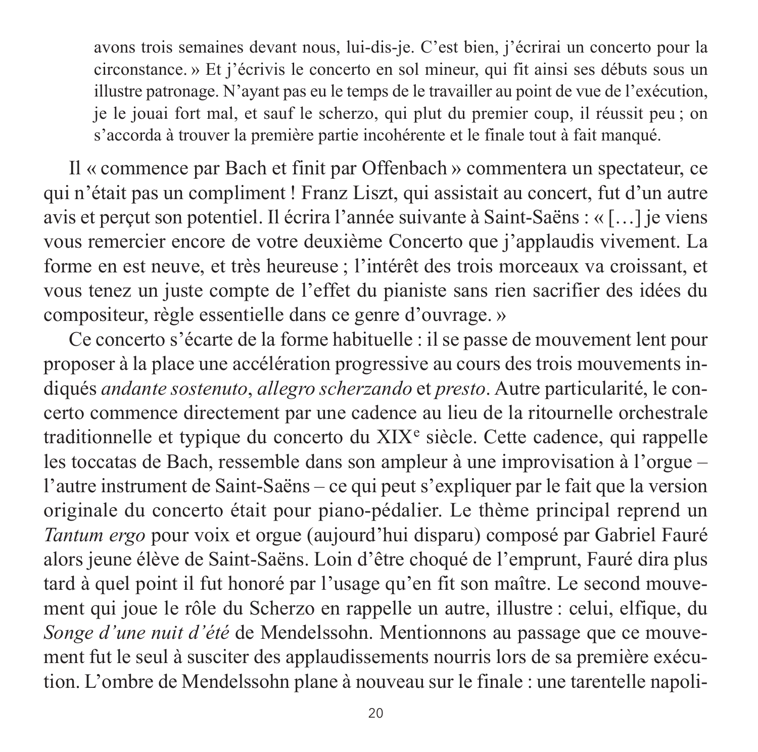> avons trois semaines devant nous, lui-dis-je. C'est bien, j'écrirai un concerto pour la circonstance. » Et j'écrivis le concerto en sol mineur, qui fit ainsi ses débuts sous un illustre patronage. N'ayant pas eu le temps de le travailler au point de vue de l'exécution, je le jouai fort mal, et sauf le scherzo, qui plut du premier coup, il réussit peu ; on s'accorda à trouver la première partie incohérente et le finale tout à fait manqué.

Il « commence par Bach et finit par Offenbach » commentera un spectateur, ce qui n'était pas un compliment ! Franz Liszt, qui assistait au concert, fut d'un autre avis et perçut son potentiel. Il écrira l'année suivante à Saint-Saëns : « […] je viens vous remercier encore de votre deuxième Concerto que j'applaudis vivement. La forme en est neuve, et très heureuse ; l'intérêt des trois morceaux va croissant, et vous tenez un juste compte de l'effet du pianiste sans rien sacrifier des idées du compositeur, règle essentielle dans ce genre d'ouvrage. »

Ce concerto s'écarte de la forme habituelle : il se passe de mouvement lent pour proposer à la place une accélération progressive au cours des trois mouvements indiqués *andante sostenuto*, *allegro scherzando* et *presto*. Autre particularité, le concerto commence directement par une cadence au lieu de la ritournelle orchestrale traditionnelle et typique du concerto du XIXe siècle. Cette cadence, qui rappelle les toccatas de Bach, ressemble dans son ampleur à une improvisation à l'orgue – l'autre instrument de Saint-Saëns – ce qui peut s'expliquer par le fait que la version originale du concerto était pour piano-pédalier. Le thème principal reprend un *Tantum ergo* pour voix et orgue (aujourd'hui disparu) composé par Gabriel Fauré alors jeune élève de Saint-Saëns. Loin d'être choqué de l'emprunt, Fauré dira plus tard à quel point il fut honoré par l'usage qu'en fit son maître. Le second mouvement qui joue le rôle du Scherzo en rappelle un autre, illustre : celui, elfique, du *Songe d'une nuit d'été* de Mendelssohn. Mentionnons au passage que ce mouvement fut le seul à susciter des applaudissements nourris lors de sa première exécution. L'ombre de Mendelssohn plane à nouveau sur le finale : une tarentelle napoli-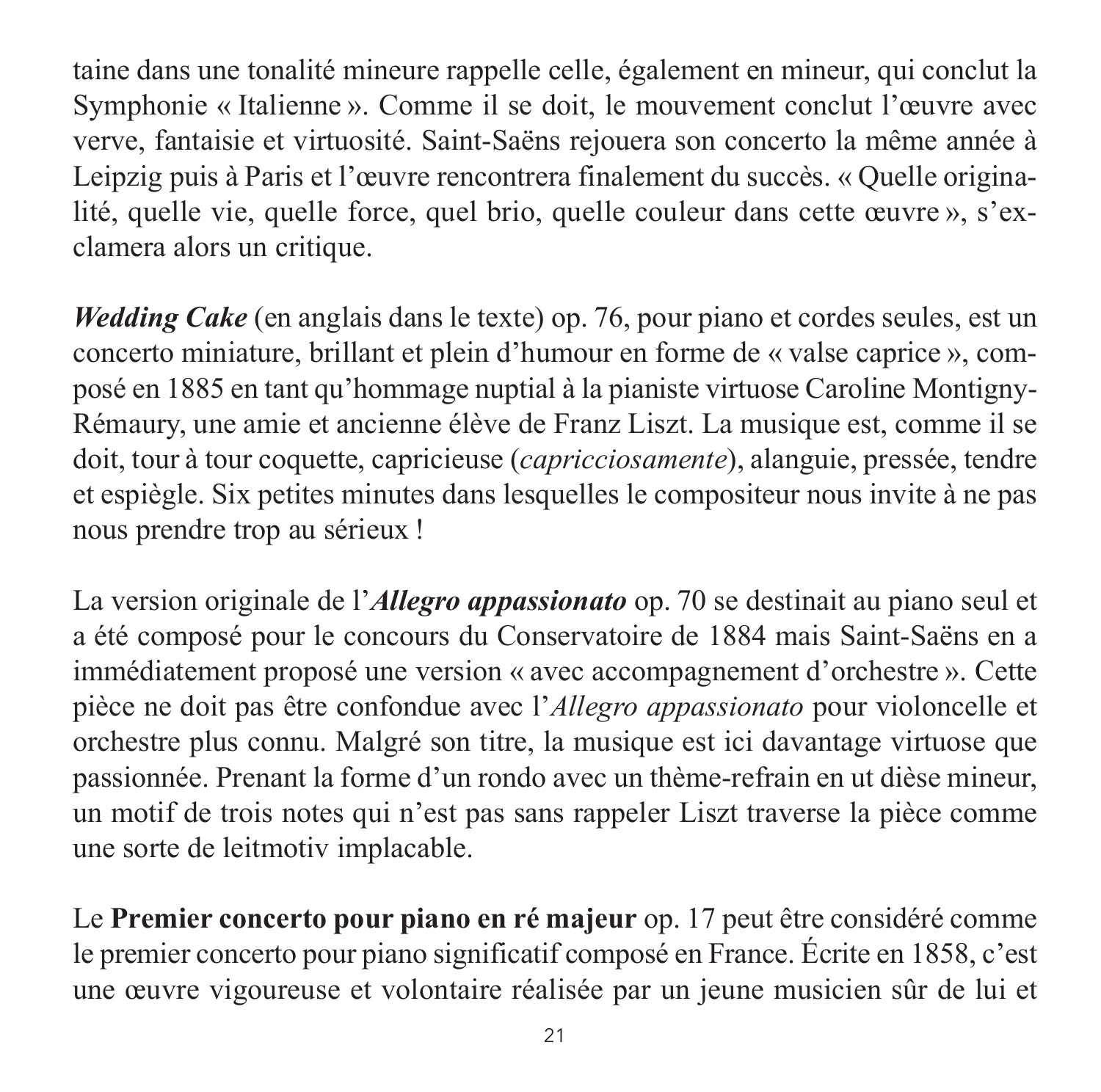taine dans une tonalité mineure rappelle celle, également en mineur, qui conclut la Symphonie « Italienne ». Comme il se doit, le mouvement conclut l'œuvre avec verve, fantaisie et virtuosité. Saint-Saëns rejouera son concerto la même année à Leipzig puis à Paris et l'œuvre rencontrera finalement du succès. « Quelle originalité, quelle vie, quelle force, quel brio, quelle couleur dans cette œuvre », s'exclamera alors un critique.

***Wedding Cake*** (en anglais dans le texte) op. 76, pour piano et cordes seules, est un concerto miniature, brillant et plein d'humour en forme de « valse caprice », composé en 1885 en tant qu'hommage nuptial à la pianiste virtuose Caroline Montigny-Rémaury, une amie et ancienne élève de Franz Liszt. La musique est, comme il se doit, tour à tour coquette, capricieuse (*capricciosamente*), alanguie, pressée, tendre et espiègle. Six petites minutes dans lesquelles le compositeur nous invite à ne pas nous prendre trop au sérieux !

La version originale de l'***Allegro appassionato*** op. 70 se destinait au piano seul et a été composé pour le concours du Conservatoire de 1884 mais Saint-Saëns en a immédiatement proposé une version « avec accompagnement d'orchestre ». Cette pièce ne doit pas être confondue avec l'*Allegro appassionato* pour violoncelle et orchestre plus connu. Malgré son titre, la musique est ici davantage virtuose que passionnée. Prenant la forme d'un rondo avec un thème-refrain en ut dièse mineur, un motif de trois notes qui n'est pas sans rappeler Liszt traverse la pièce comme une sorte de leitmotiv implacable.

Le **Premier concerto pour piano en ré majeur** op. 17 peut être considéré comme le premier concerto pour piano significatif composé en France. Écrite en 1858, c'est une œuvre vigoureuse et volontaire réalisée par un jeune musicien sûr de lui et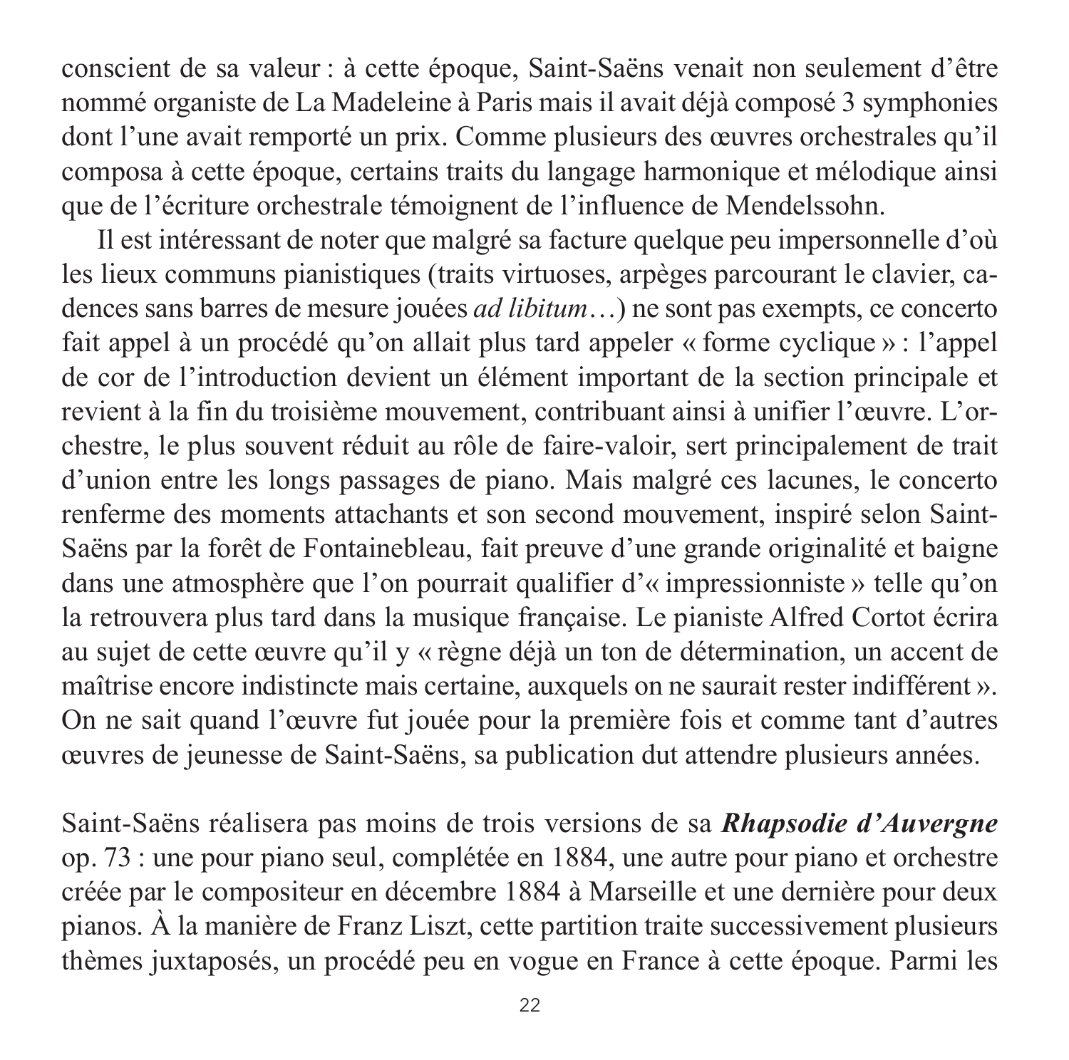conscient de sa valeur : à cette époque, Saint-Saëns venait non seulement d'être nommé organiste de La Madeleine à Paris mais il avait déjà composé 3 symphonies dont l'une avait remporté un prix. Comme plusieurs des œuvres orchestrales qu'il composa à cette époque, certains traits du langage harmonique et mélodique ainsi que de l'écriture orchestrale témoignent de l'influence de Mendelssohn.

Il est intéressant de noter que malgré sa facture quelque peu impersonnelle d'où les lieux communs pianistiques (traits virtuoses, arpèges parcourant le clavier, cadences sans barres de mesure jouées *ad libitum*…) ne sont pas exempts, ce concerto fait appel à un procédé qu'on allait plus tard appeler « forme cyclique » : l'appel de cor de l'introduction devient un élément important de la section principale et revient à la fin du troisième mouvement, contribuant ainsi à unifier l'œuvre. L'orchestre, le plus souvent réduit au rôle de faire-valoir, sert principalement de trait d'union entre les longs passages de piano. Mais malgré ces lacunes, le concerto renferme des moments attachants et son second mouvement, inspiré selon Saint-Saëns par la forêt de Fontainebleau, fait preuve d'une grande originalité et baigne dans une atmosphère que l'on pourrait qualifier d'« impressionniste » telle qu'on la retrouvera plus tard dans la musique française. Le pianiste Alfred Cortot écrira au sujet de cette œuvre qu'il y « règne déjà un ton de détermination, un accent de maîtrise encore indistincte mais certaine, auxquels on ne saurait rester indifférent ». On ne sait quand l'œuvre fut jouée pour la première fois et comme tant d'autres œuvres de jeunesse de Saint-Saëns, sa publication dut attendre plusieurs années.

Saint-Saëns réalisera pas moins de trois versions de sa ***Rhapsodie d'Auvergne*** op. 73 : une pour piano seul, complétée en 1884, une autre pour piano et orchestre créée par le compositeur en décembre 1884 à Marseille et une dernière pour deux pianos. À la manière de Franz Liszt, cette partition traite successivement plusieurs thèmes juxtaposés, un procédé peu en vogue en France à cette époque. Parmi les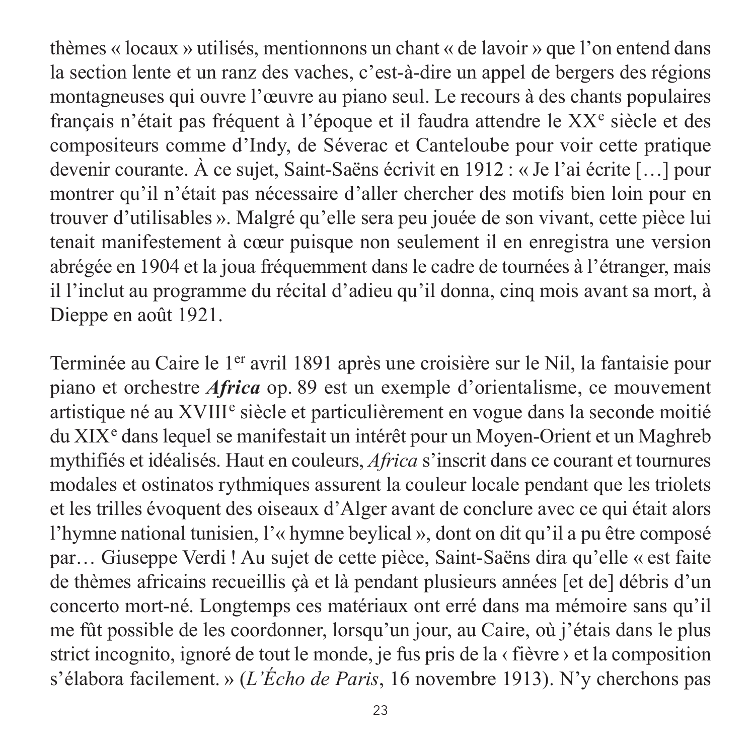thèmes « locaux » utilisés, mentionnons un chant « de lavoir » que l'on entend dans la section lente et un ranz des vaches, c'est-à-dire un appel de bergers des régions montagneuses qui ouvre l'œuvre au piano seul. Le recours à des chants populaires français n'était pas fréquent à l'époque et il faudra attendre le XXᵉ siècle et des compositeurs comme d'Indy, de Séverac et Canteloube pour voir cette pratique devenir courante. À ce sujet, Saint-Saëns écrivit en 1912 : « Je l'ai écrite […] pour montrer qu'il n'était pas nécessaire d'aller chercher des motifs bien loin pour en trouver d'utilisables ». Malgré qu'elle sera peu jouée de son vivant, cette pièce lui tenait manifestement à cœur puisque non seulement il en enregistra une version abrégée en 1904 et la joua fréquemment dans le cadre de tournées à l'étranger, mais il l'inclut au programme du récital d'adieu qu'il donna, cinq mois avant sa mort, à Dieppe en août 1921.

Terminée au Caire le 1er avril 1891 après une croisière sur le Nil, la fantaisie pour piano et orchestre ***Africa*** op. 89 est un exemple d'orientalisme, ce mouvement artistique né au XVIIIᵉ siècle et particulièrement en vogue dans la seconde moitié du XIXᵉ dans lequel se manifestait un intérêt pour un Moyen-Orient et un Maghreb mythifiés et idéalisés. Haut en couleurs, *Africa* s'inscrit dans ce courant et tournures modales et ostinatos rythmiques assurent la couleur locale pendant que les triolets et les trilles évoquent des oiseaux d'Alger avant de conclure avec ce qui était alors l'hymne national tunisien, l'« hymne beylical », dont on dit qu'il a pu être composé par… Giuseppe Verdi ! Au sujet de cette pièce, Saint-Saëns dira qu'elle « est faite de thèmes africains recueillis çà et là pendant plusieurs années [et de] débris d'un concerto mort-né. Longtemps ces matériaux ont erré dans ma mémoire sans qu'il me fût possible de les coordonner, lorsqu'un jour, au Caire, où j'étais dans le plus strict incognito, ignoré de tout le monde, je fus pris de la ‹ fièvre › et la composition s'élabora facilement. » (*L'Écho de Paris*, 16 novembre 1913). N'y cherchons pas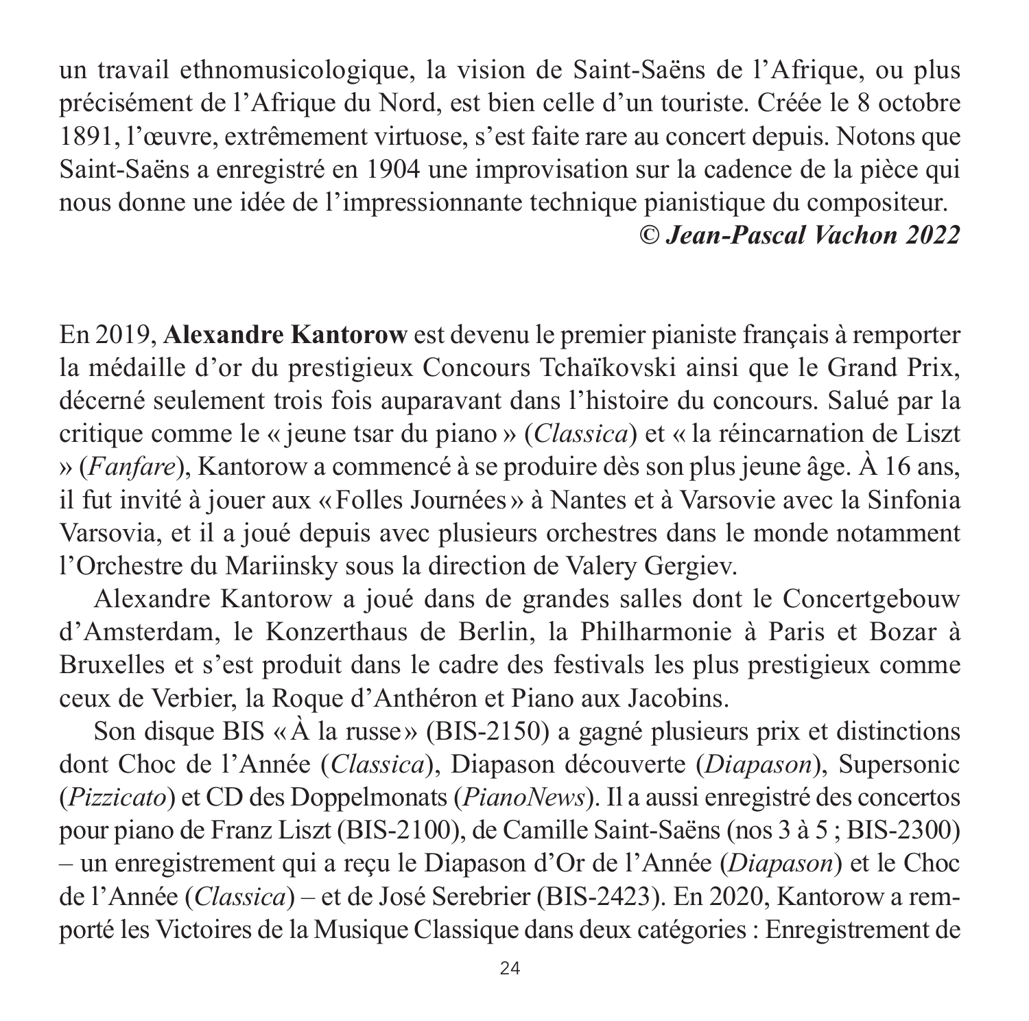un travail ethnomusicologique, la vision de Saint-Saëns de l'Afrique, ou plus précisément de l'Afrique du Nord, est bien celle d'un touriste. Créée le 8 octobre 1891, l'œuvre, extrêmement virtuose, s'est faite rare au concert depuis. Notons que Saint-Saëns a enregistré en 1904 une improvisation sur la cadence de la pièce qui nous donne une idée de l'impressionnante technique pianistique du compositeur.

***© Jean-Pascal Vachon 2022***

En 2019, **Alexandre Kantorow** est devenu le premier pianiste français à remporter la médaille d'or du prestigieux Concours Tchaïkovski ainsi que le Grand Prix, décerné seulement trois fois auparavant dans l'histoire du concours. Salué par la critique comme le « jeune tsar du piano » (*Classica*) et « la réincarnation de Liszt » (*Fanfare*), Kantorow a commencé à se produire dès son plus jeune âge. À 16 ans, il fut invité à jouer aux « Folles Journées » à Nantes et à Varsovie avec la Sinfonia Varsovia, et il a joué depuis avec plusieurs orchestres dans le monde notamment l'Orchestre du Mariinsky sous la direction de Valery Gergiev.

Alexandre Kantorow a joué dans de grandes salles dont le Concertgebouw d'Amsterdam, le Konzerthaus de Berlin, la Philharmonie à Paris et Bozar à Bruxelles et s'est produit dans le cadre des festivals les plus prestigieux comme ceux de Verbier, la Roque d'Anthéron et Piano aux Jacobins.

Son disque BIS « À la russe » (BIS-2150) a gagné plusieurs prix et distinctions dont Choc de l'Année (*Classica*), Diapason découverte (*Diapason*), Supersonic (*Pizzicato*) et CD des Doppelmonats (*PianoNews*). Il a aussi enregistré des concertos pour piano de Franz Liszt (BIS-2100), de Camille Saint-Saëns (nos 3 à 5 ; BIS-2300) – un enregistrement qui a reçu le Diapason d'Or de l'Année (*Diapason*) et le Choc de l'Année (*Classica*) – et de José Serebrier (BIS-2423). En 2020, Kantorow a remporté les Victoires de la Musique Classique dans deux catégories : Enregistrement de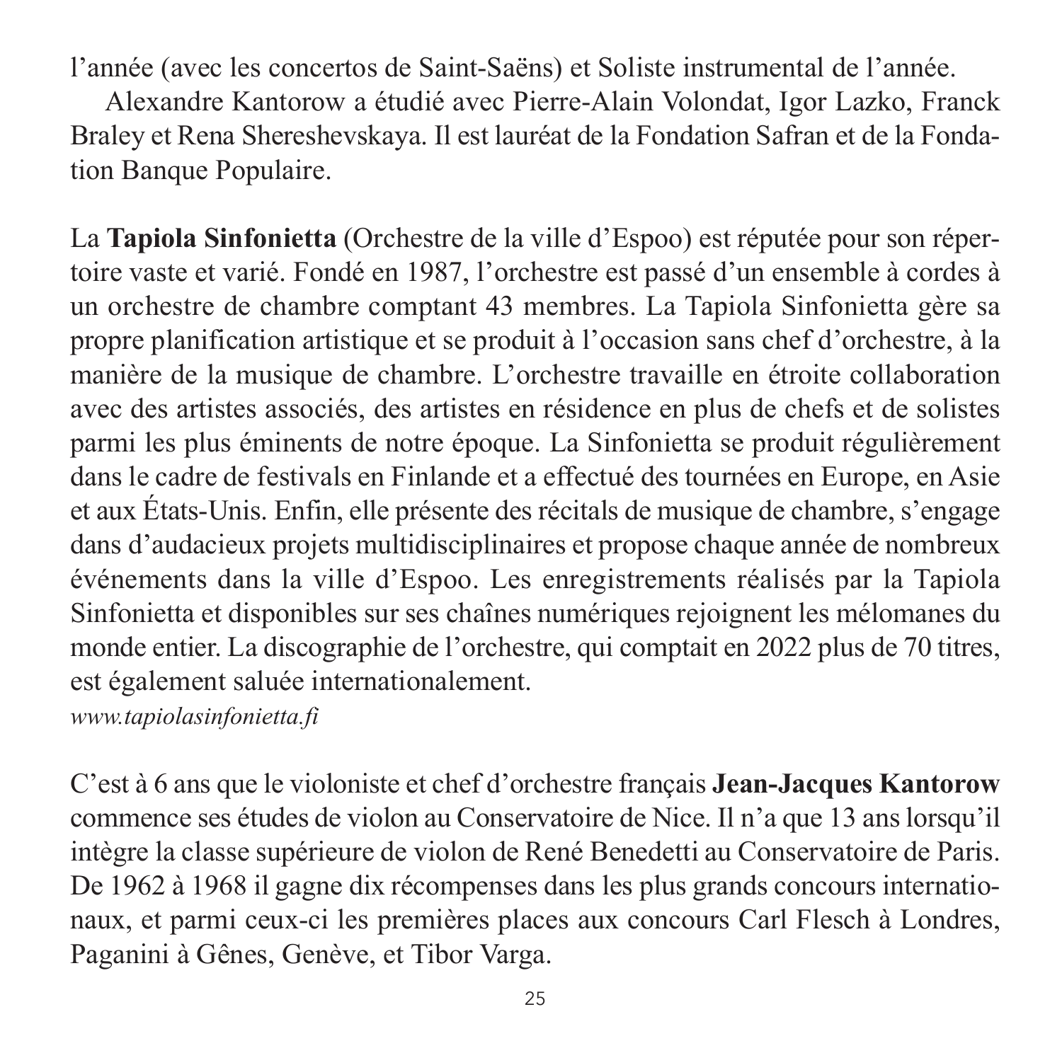l'année (avec les concertos de Saint-Saëns) et Soliste instrumental de l'année.

Alexandre Kantorow a étudié avec Pierre-Alain Volondat, Igor Lazko, Franck Braley et Rena Shereshevskaya. Il est lauréat de la Fondation Safran et de la Fondation Banque Populaire.

La **Tapiola Sinfonietta** (Orchestre de la ville d'Espoo) est réputée pour son répertoire vaste et varié. Fondé en 1987, l'orchestre est passé d'un ensemble à cordes à un orchestre de chambre comptant 43 membres. La Tapiola Sinfonietta gère sa propre planification artistique et se produit à l'occasion sans chef d'orchestre, à la manière de la musique de chambre. L'orchestre travaille en étroite collaboration avec des artistes associés, des artistes en résidence en plus de chefs et de solistes parmi les plus éminents de notre époque. La Sinfonietta se produit régulièrement dans le cadre de festivals en Finlande et a effectué des tournées en Europe, en Asie et aux États-Unis. Enfin, elle présente des récitals de musique de chambre, s'engage dans d'audacieux projets multidisciplinaires et propose chaque année de nombreux événements dans la ville d'Espoo. Les enregistrements réalisés par la Tapiola Sinfonietta et disponibles sur ses chaînes numériques rejoignent les mélomanes du monde entier. La discographie de l'orchestre, qui comptait en 2022 plus de 70 titres, est également saluée internationalement.
*www.tapiolasinfonietta.fi*

C'est à 6 ans que le violoniste et chef d'orchestre français **Jean-Jacques Kantorow** commence ses études de violon au Conservatoire de Nice. Il n'a que 13 ans lorsqu'il intègre la classe supérieure de violon de René Benedetti au Conservatoire de Paris. De 1962 à 1968 il gagne dix récompenses dans les plus grands concours internationaux, et parmi ceux-ci les premières places aux concours Carl Flesch à Londres, Paganini à Gênes, Genève, et Tibor Varga.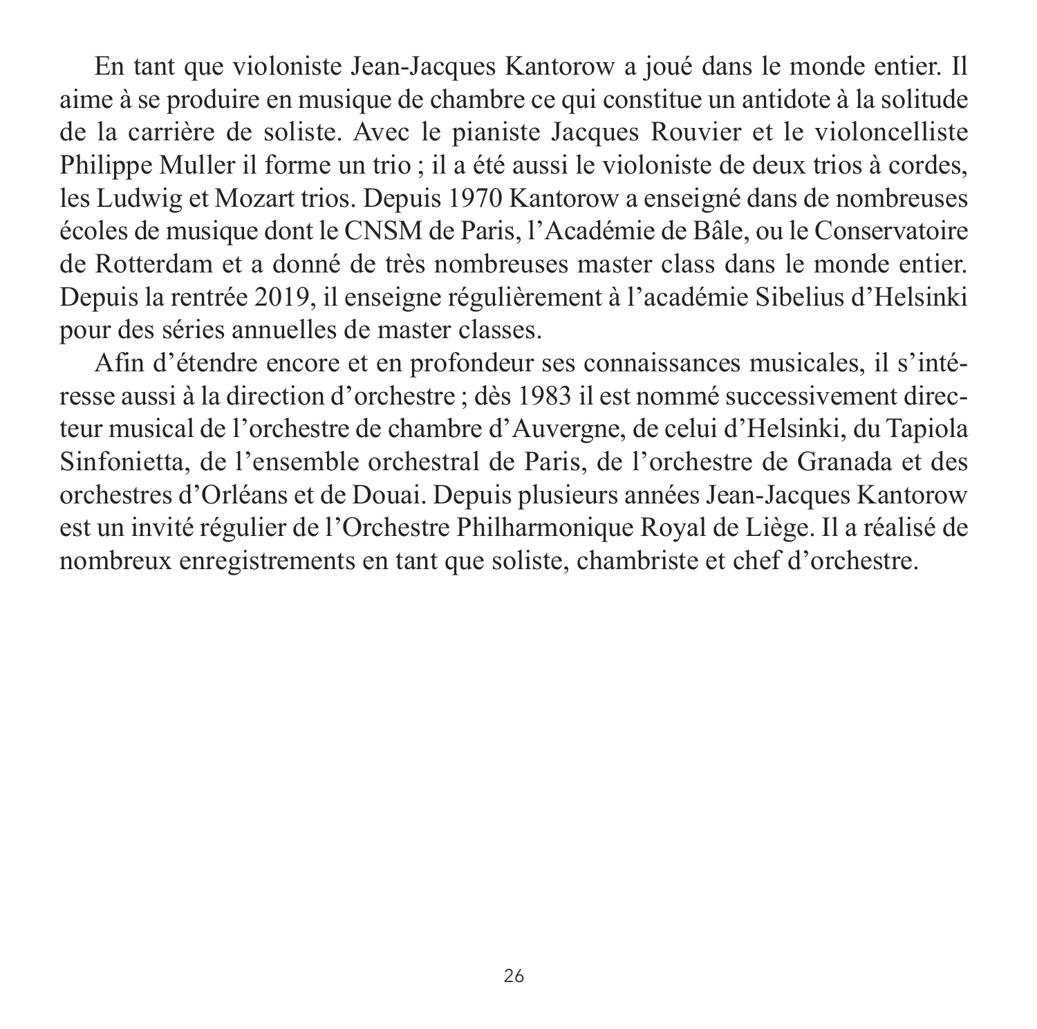En tant que violoniste Jean-Jacques Kantorow a joué dans le monde entier. Il aime à se produire en musique de chambre ce qui constitue un antidote à la solitude de la carrière de soliste. Avec le pianiste Jacques Rouvier et le violoncelliste Philippe Muller il forme un trio ; il a été aussi le violoniste de deux trios à cordes, les Ludwig et Mozart trios. Depuis 1970 Kantorow a enseigné dans de nombreuses écoles de musique dont le CNSM de Paris, l'Académie de Bâle, ou le Conservatoire de Rotterdam et a donné de très nombreuses master class dans le monde entier. Depuis la rentrée 2019, il enseigne régulièrement à l'académie Sibelius d'Helsinki pour des séries annuelles de master classes.

Afin d'étendre encore et en profondeur ses connaissances musicales, il s'intéresse aussi à la direction d'orchestre ; dès 1983 il est nommé successivement directeur musical de l'orchestre de chambre d'Auvergne, de celui d'Helsinki, du Tapiola Sinfonietta, de l'ensemble orchestral de Paris, de l'orchestre de Granada et des orchestres d'Orléans et de Douai. Depuis plusieurs années Jean-Jacques Kantorow est un invité régulier de l'Orchestre Philharmonique Royal de Liège. Il a réalisé de nombreux enregistrements en tant que soliste, chambriste et chef d'orchestre.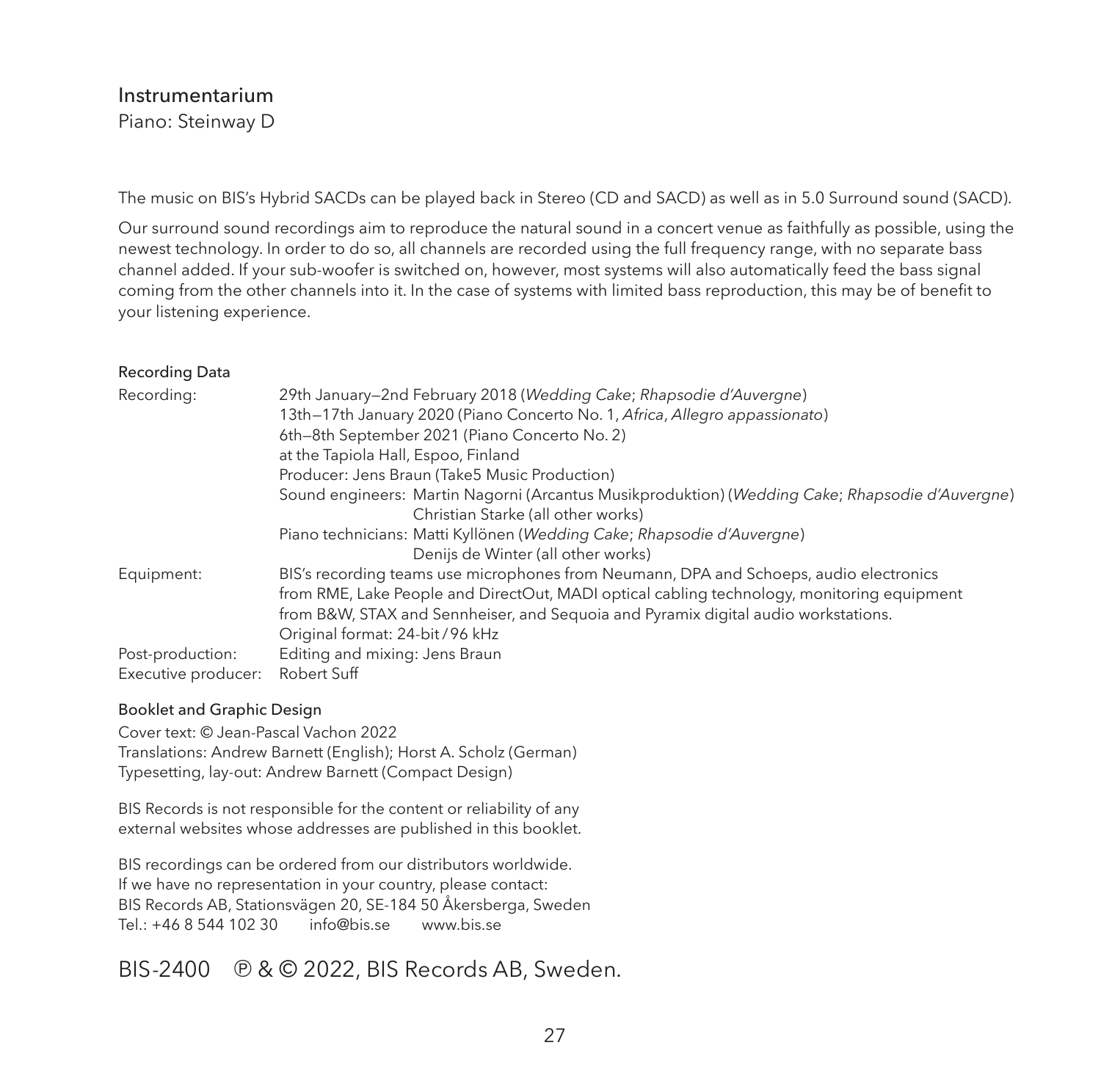## Instrumentarium

Piano: Steinway D

The music on BIS's Hybrid SACDs can be played back in Stereo (CD and SACD) as well as in 5.0 Surround sound (SACD).

Our surround sound recordings aim to reproduce the natural sound in a concert venue as faithfully as possible, using the newest technology. In order to do so, all channels are recorded using the full frequency range, with no separate bass channel added. If your sub-woofer is switched on, however, most systems will also automatically feed the bass signal coming from the other channels into it. In the case of systems with limited bass reproduction, this may be of benefit to your listening experience.

### Recording Data

| | |
|---|---|
| Recording: | 29th January—2nd February 2018 (*Wedding Cake*; *Rhapsodie d'Auvergne*)<br>13th—17th January 2020 (Piano Concerto No. 1, *Africa*, *Allegro appassionato*)<br>6th–8th September 2021 (Piano Concerto No. 2)<br>at the Tapiola Hall, Espoo, Finland<br>Producer: Jens Braun (Take5 Music Production)<br>Sound engineers: Martin Nagorni (Arcantus Musikproduktion) (*Wedding Cake*; *Rhapsodie d'Auvergne*)<br>Christian Starke (all other works)<br>Piano technicians: Matti Kyllönen (*Wedding Cake*; *Rhapsodie d'Auvergne*)<br>Denijs de Winter (all other works) |
| Equipment: | BIS's recording teams use microphones from Neumann, DPA and Schoeps, audio electronics from RME, Lake People and DirectOut, MADI optical cabling technology, monitoring equipment from B&W, STAX and Sennheiser, and Sequoia and Pyramix digital audio workstations.<br>Original format: 24-bit / 96 kHz |
| Post-production: | Editing and mixing: Jens Braun |
| Executive producer: | Robert Suff |

### Booklet and Graphic Design

Cover text: © Jean-Pascal Vachon 2022  
Translations: Andrew Barnett (English); Horst A. Scholz (German)  
Typesetting, lay-out: Andrew Barnett (Compact Design)

BIS Records is not responsible for the content or reliability of any external websites whose addresses are published in this booklet.

BIS recordings can be ordered from our distributors worldwide.  
If we have no representation in your country, please contact:  
BIS Records AB, Stationsvägen 20, SE-184 50 Åkersberga, Sweden  
Tel.: +46 8 544 102 30 info@bis.se www.bis.se

BIS-2400 ℗ & © 2022, BIS Records AB, Sweden.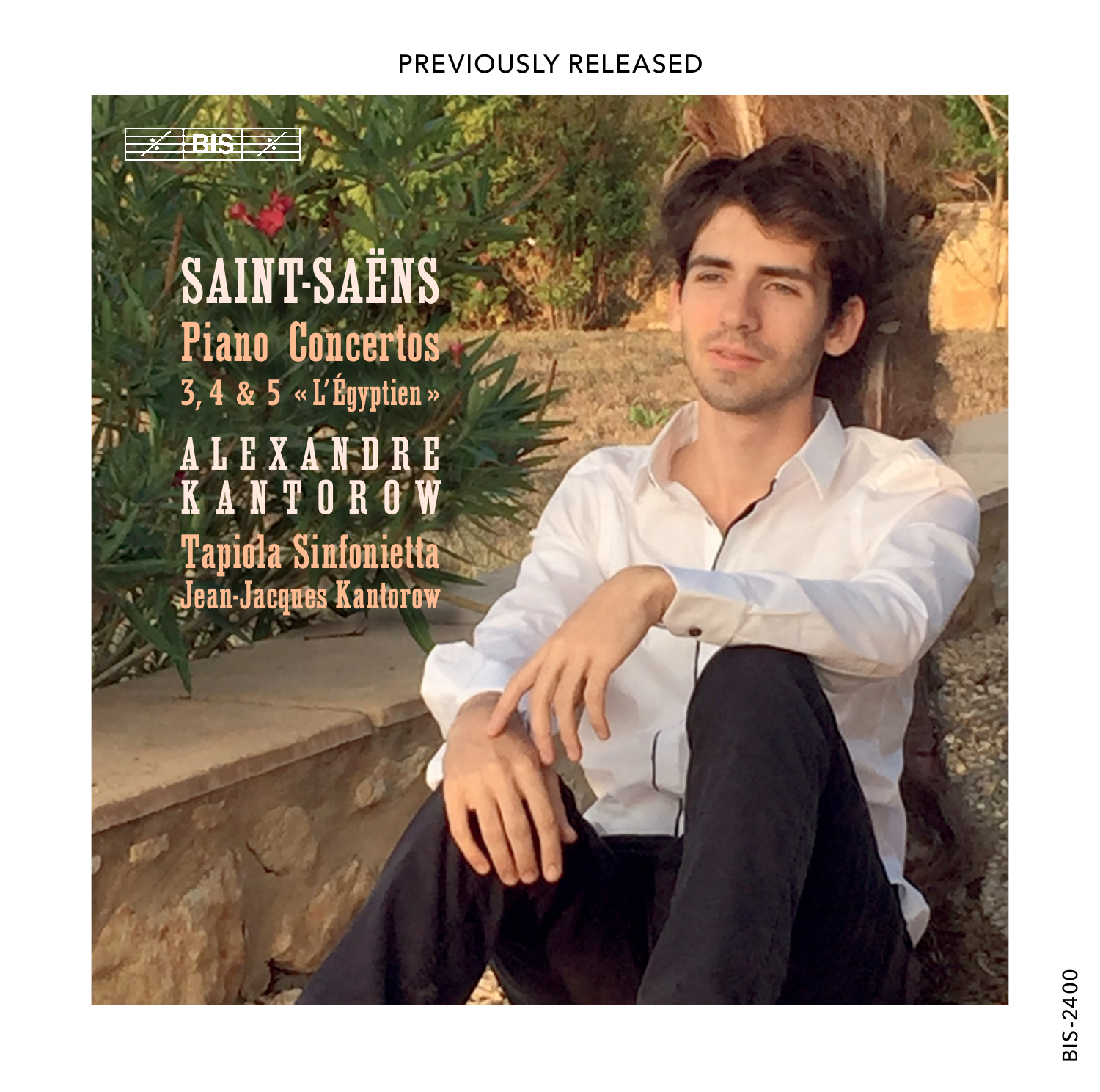PREVIOUSLY RELEASED

BIS

# SAINT-SAËNS

## Piano Concertos

3, 4 & 5 « L'Égyptien »

ALEXANDRE KANTOROW

Tapiola Sinfonietta

Jean-Jacques Kantorow

BIS-2400